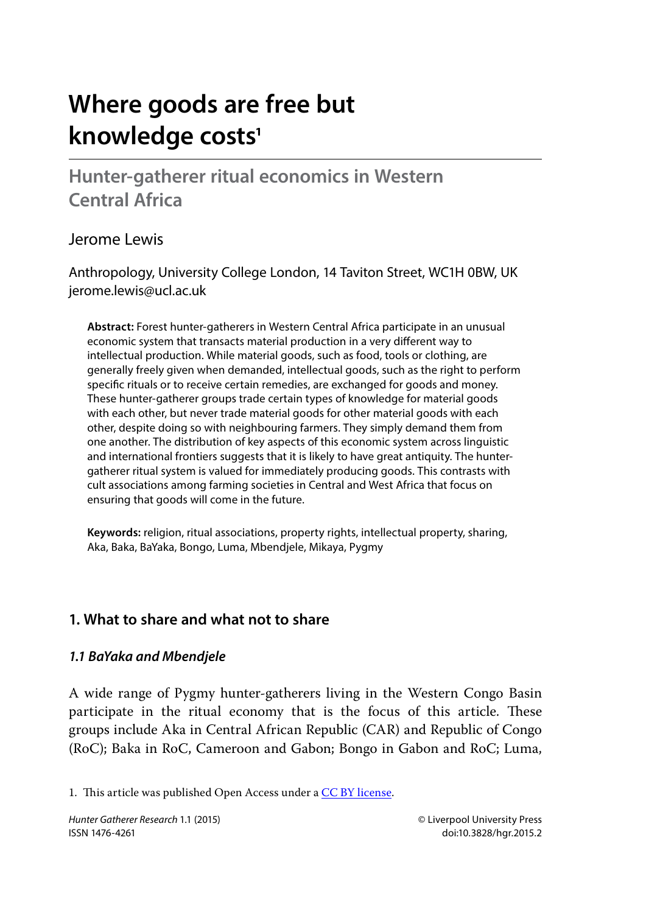# Where goods are free but knowledge costs[1]

## Hunter-gatherer ritual economics in Western Central Africa

Jerome Lewis

Anthropology, University College London, 14 Taviton Street, WC1H 0BW, UK
jerome.lewis@ucl.ac.uk

**Abstract:** Forest hunter-gatherers in Western Central Africa participate in an unusual economic system that transacts material production in a very different way to intellectual production. While material goods, such as food, tools or clothing, are generally freely given when demanded, intellectual goods, such as the right to perform specific rituals or to receive certain remedies, are exchanged for goods and money. These hunter-gatherer groups trade certain types of knowledge for material goods with each other, but never trade material goods for other material goods with each other, despite doing so with neighbouring farmers. They simply demand them from one another. The distribution of key aspects of this economic system across linguistic and international frontiers suggests that it is likely to have great antiquity. The hunter-gatherer ritual system is valued for immediately producing goods. This contrasts with cult associations among farming societies in Central and West Africa that focus on ensuring that goods will come in the future.

**Keywords:** religion, ritual associations, property rights, intellectual property, sharing, Aka, Baka, BaYaka, Bongo, Luma, Mbendjele, Mikaya, Pygmy

## 1. What to share and what not to share

### 1.1 BaYaka and Mbendjele

A wide range of Pygmy hunter-gatherers living in the Western Congo Basin participate in the ritual economy that is the focus of this article. These groups include Aka in Central African Republic (CAR) and Republic of Congo (RoC); Baka in RoC, Cameroon and Gabon; Bongo in Gabon and RoC; Luma,

1. This article was published Open Access under a CC BY license.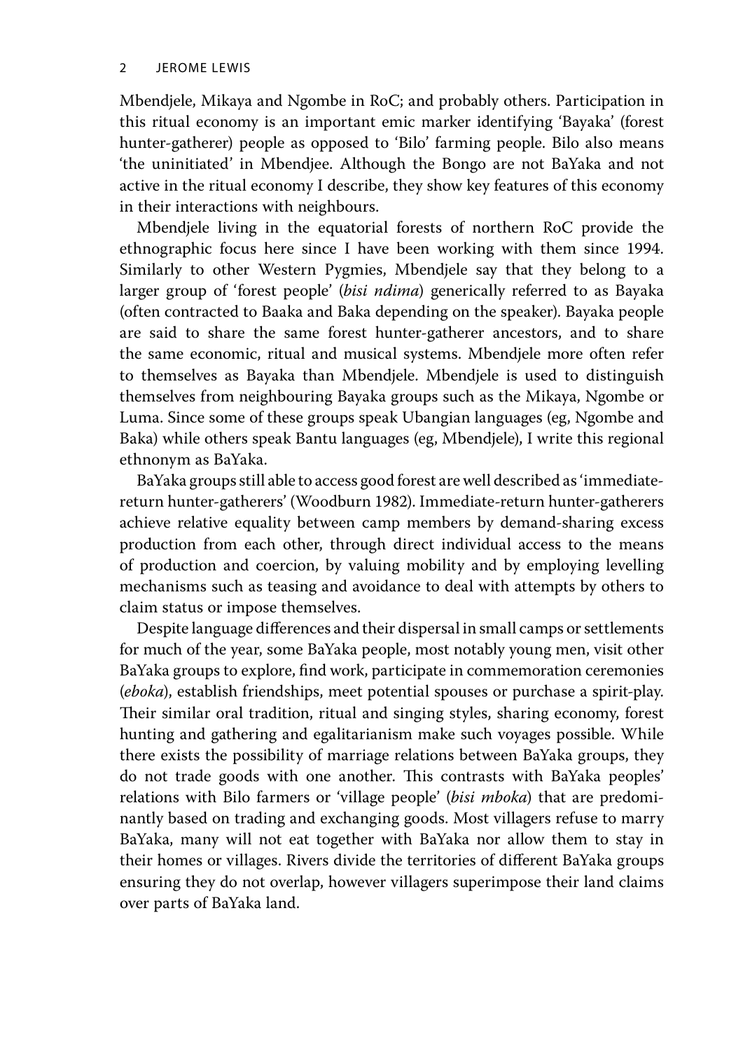Mbendjele, Mikaya and Ngombe in RoC; and probably others. Participation in this ritual economy is an important emic marker identifying 'Bayaka' (forest hunter-gatherer) people as opposed to 'Bilo' farming people. Bilo also means 'the uninitiated' in Mbendjee. Although the Bongo are not BaYaka and not active in the ritual economy I describe, they show key features of this economy in their interactions with neighbours.

Mbendjele living in the equatorial forests of northern RoC provide the ethnographic focus here since I have been working with them since 1994. Similarly to other Western Pygmies, Mbendjele say that they belong to a larger group of 'forest people' (*bisi ndima*) generically referred to as Bayaka (often contracted to Baaka and Baka depending on the speaker). Bayaka people are said to share the same forest hunter-gatherer ancestors, and to share the same economic, ritual and musical systems. Mbendjele more often refer to themselves as Bayaka than Mbendjele. Mbendjele is used to distinguish themselves from neighbouring Bayaka groups such as the Mikaya, Ngombe or Luma. Since some of these groups speak Ubangian languages (eg, Ngombe and Baka) while others speak Bantu languages (eg, Mbendjele), I write this regional ethnonym as BaYaka.

BaYaka groups still able to access good forest are well described as 'immediate-return hunter-gatherers' (Woodburn 1982). Immediate-return hunter-gatherers achieve relative equality between camp members by demand-sharing excess production from each other, through direct individual access to the means of production and coercion, by valuing mobility and by employing levelling mechanisms such as teasing and avoidance to deal with attempts by others to claim status or impose themselves.

Despite language differences and their dispersal in small camps or settlements for much of the year, some BaYaka people, most notably young men, visit other BaYaka groups to explore, find work, participate in commemoration ceremonies (*eboka*), establish friendships, meet potential spouses or purchase a spirit-play. Their similar oral tradition, ritual and singing styles, sharing economy, forest hunting and gathering and egalitarianism make such voyages possible. While there exists the possibility of marriage relations between BaYaka groups, they do not trade goods with one another. This contrasts with BaYaka peoples' relations with Bilo farmers or 'village people' (*bisi mboka*) that are predominantly based on trading and exchanging goods. Most villagers refuse to marry BaYaka, many will not eat together with BaYaka nor allow them to stay in their homes or villages. Rivers divide the territories of different BaYaka groups ensuring they do not overlap, however villagers superimpose their land claims over parts of BaYaka land.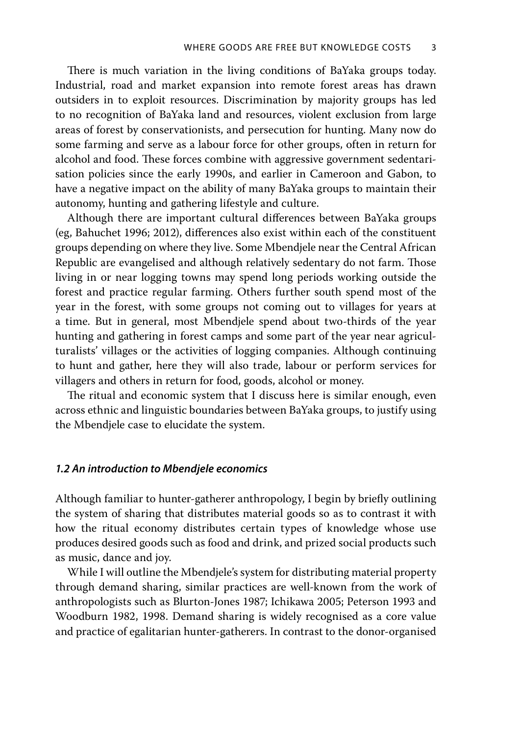There is much variation in the living conditions of BaYaka groups today. Industrial, road and market expansion into remote forest areas has drawn outsiders in to exploit resources. Discrimination by majority groups has led to no recognition of BaYaka land and resources, violent exclusion from large areas of forest by conservationists, and persecution for hunting. Many now do some farming and serve as a labour force for other groups, often in return for alcohol and food. These forces combine with aggressive government sedentarisation policies since the early 1990s, and earlier in Cameroon and Gabon, to have a negative impact on the ability of many BaYaka groups to maintain their autonomy, hunting and gathering lifestyle and culture.

Although there are important cultural differences between BaYaka groups (eg, Bahuchet 1996; 2012), differences also exist within each of the constituent groups depending on where they live. Some Mbendjele near the Central African Republic are evangelised and although relatively sedentary do not farm. Those living in or near logging towns may spend long periods working outside the forest and practice regular farming. Others further south spend most of the year in the forest, with some groups not coming out to villages for years at a time. But in general, most Mbendjele spend about two-thirds of the year hunting and gathering in forest camps and some part of the year near agriculturalists' villages or the activities of logging companies. Although continuing to hunt and gather, here they will also trade, labour or perform services for villagers and others in return for food, goods, alcohol or money.

The ritual and economic system that I discuss here is similar enough, even across ethnic and linguistic boundaries between BaYaka groups, to justify using the Mbendjele case to elucidate the system.

### *1.2 An introduction to Mbendjele economics*

Although familiar to hunter-gatherer anthropology, I begin by briefly outlining the system of sharing that distributes material goods so as to contrast it with how the ritual economy distributes certain types of knowledge whose use produces desired goods such as food and drink, and prized social products such as music, dance and joy.

While I will outline the Mbendjele's system for distributing material property through demand sharing, similar practices are well-known from the work of anthropologists such as Blurton-Jones 1987; Ichikawa 2005; Peterson 1993 and Woodburn 1982, 1998. Demand sharing is widely recognised as a core value and practice of egalitarian hunter-gatherers. In contrast to the donor-organised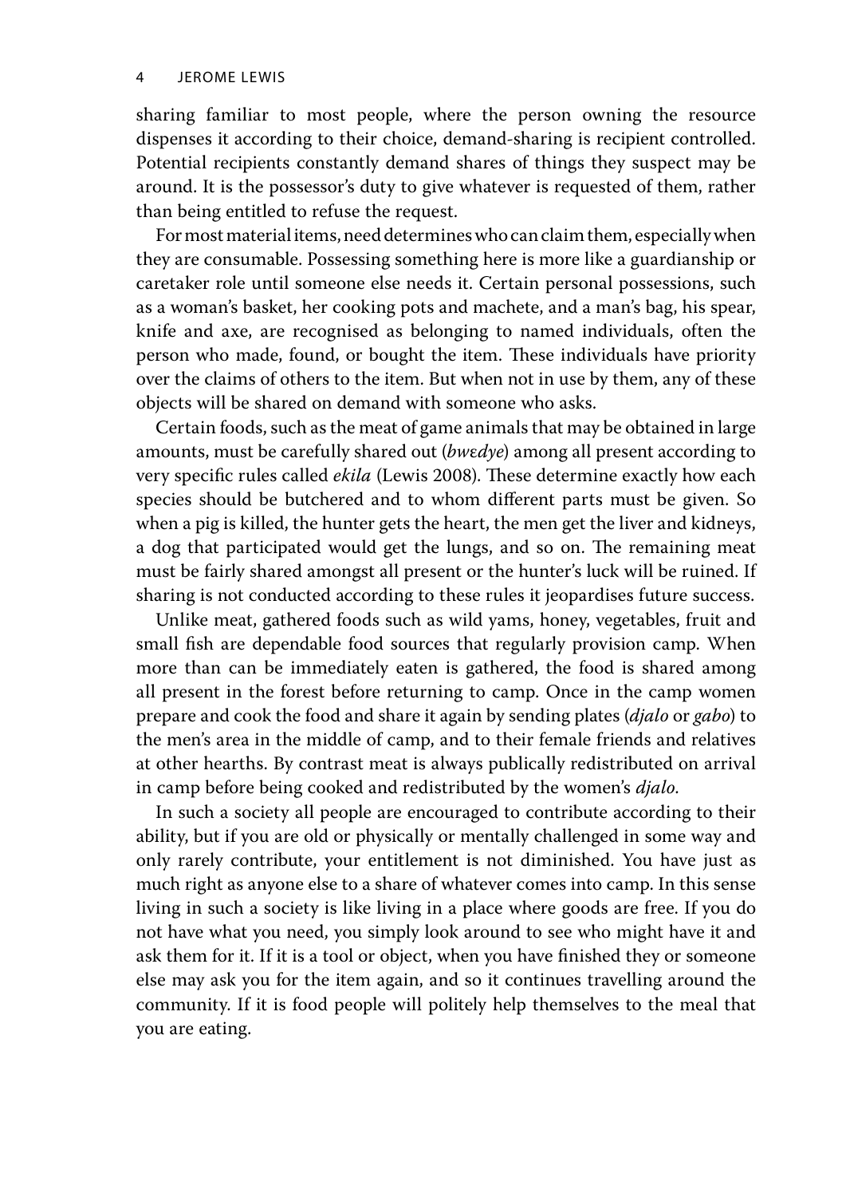sharing familiar to most people, where the person owning the resource dispenses it according to their choice, demand-sharing is recipient controlled. Potential recipients constantly demand shares of things they suspect may be around. It is the possessor's duty to give whatever is requested of them, rather than being entitled to refuse the request.

For most material items, need determines who can claim them, especially when they are consumable. Possessing something here is more like a guardianship or caretaker role until someone else needs it. Certain personal possessions, such as a woman's basket, her cooking pots and machete, and a man's bag, his spear, knife and axe, are recognised as belonging to named individuals, often the person who made, found, or bought the item. These individuals have priority over the claims of others to the item. But when not in use by them, any of these objects will be shared on demand with someone who asks.

Certain foods, such as the meat of game animals that may be obtained in large amounts, must be carefully shared out (*bwɛdye*) among all present according to very specific rules called *ekila* (Lewis 2008). These determine exactly how each species should be butchered and to whom different parts must be given. So when a pig is killed, the hunter gets the heart, the men get the liver and kidneys, a dog that participated would get the lungs, and so on. The remaining meat must be fairly shared amongst all present or the hunter's luck will be ruined. If sharing is not conducted according to these rules it jeopardises future success.

Unlike meat, gathered foods such as wild yams, honey, vegetables, fruit and small fish are dependable food sources that regularly provision camp. When more than can be immediately eaten is gathered, the food is shared among all present in the forest before returning to camp. Once in the camp women prepare and cook the food and share it again by sending plates (*djalo* or *gabo*) to the men's area in the middle of camp, and to their female friends and relatives at other hearths. By contrast meat is always publically redistributed on arrival in camp before being cooked and redistributed by the women's *djalo*.

In such a society all people are encouraged to contribute according to their ability, but if you are old or physically or mentally challenged in some way and only rarely contribute, your entitlement is not diminished. You have just as much right as anyone else to a share of whatever comes into camp. In this sense living in such a society is like living in a place where goods are free. If you do not have what you need, you simply look around to see who might have it and ask them for it. If it is a tool or object, when you have finished they or someone else may ask you for the item again, and so it continues travelling around the community. If it is food people will politely help themselves to the meal that you are eating.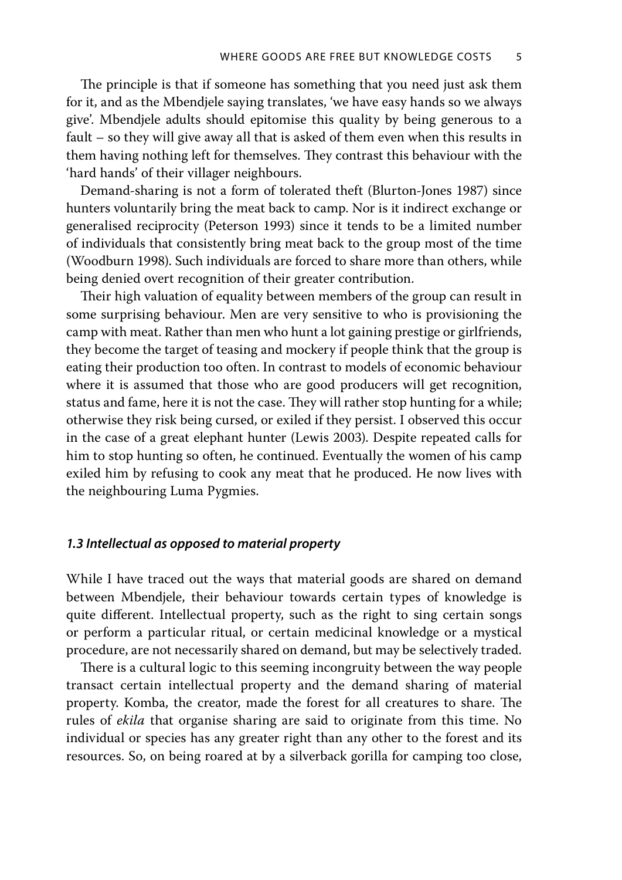The principle is that if someone has something that you need just ask them for it, and as the Mbendjele saying translates, 'we have easy hands so we always give'. Mbendjele adults should epitomise this quality by being generous to a fault – so they will give away all that is asked of them even when this results in them having nothing left for themselves. They contrast this behaviour with the 'hard hands' of their villager neighbours.

Demand-sharing is not a form of tolerated theft (Blurton-Jones 1987) since hunters voluntarily bring the meat back to camp. Nor is it indirect exchange or generalised reciprocity (Peterson 1993) since it tends to be a limited number of individuals that consistently bring meat back to the group most of the time (Woodburn 1998). Such individuals are forced to share more than others, while being denied overt recognition of their greater contribution.

Their high valuation of equality between members of the group can result in some surprising behaviour. Men are very sensitive to who is provisioning the camp with meat. Rather than men who hunt a lot gaining prestige or girlfriends, they become the target of teasing and mockery if people think that the group is eating their production too often. In contrast to models of economic behaviour where it is assumed that those who are good producers will get recognition, status and fame, here it is not the case. They will rather stop hunting for a while; otherwise they risk being cursed, or exiled if they persist. I observed this occur in the case of a great elephant hunter (Lewis 2003). Despite repeated calls for him to stop hunting so often, he continued. Eventually the women of his camp exiled him by refusing to cook any meat that he produced. He now lives with the neighbouring Luma Pygmies.

### *1.3 Intellectual as opposed to material property*

While I have traced out the ways that material goods are shared on demand between Mbendjele, their behaviour towards certain types of knowledge is quite different. Intellectual property, such as the right to sing certain songs or perform a particular ritual, or certain medicinal knowledge or a mystical procedure, are not necessarily shared on demand, but may be selectively traded.

There is a cultural logic to this seeming incongruity between the way people transact certain intellectual property and the demand sharing of material property. Komba, the creator, made the forest for all creatures to share. The rules of *ekila* that organise sharing are said to originate from this time. No individual or species has any greater right than any other to the forest and its resources. So, on being roared at by a silverback gorilla for camping too close,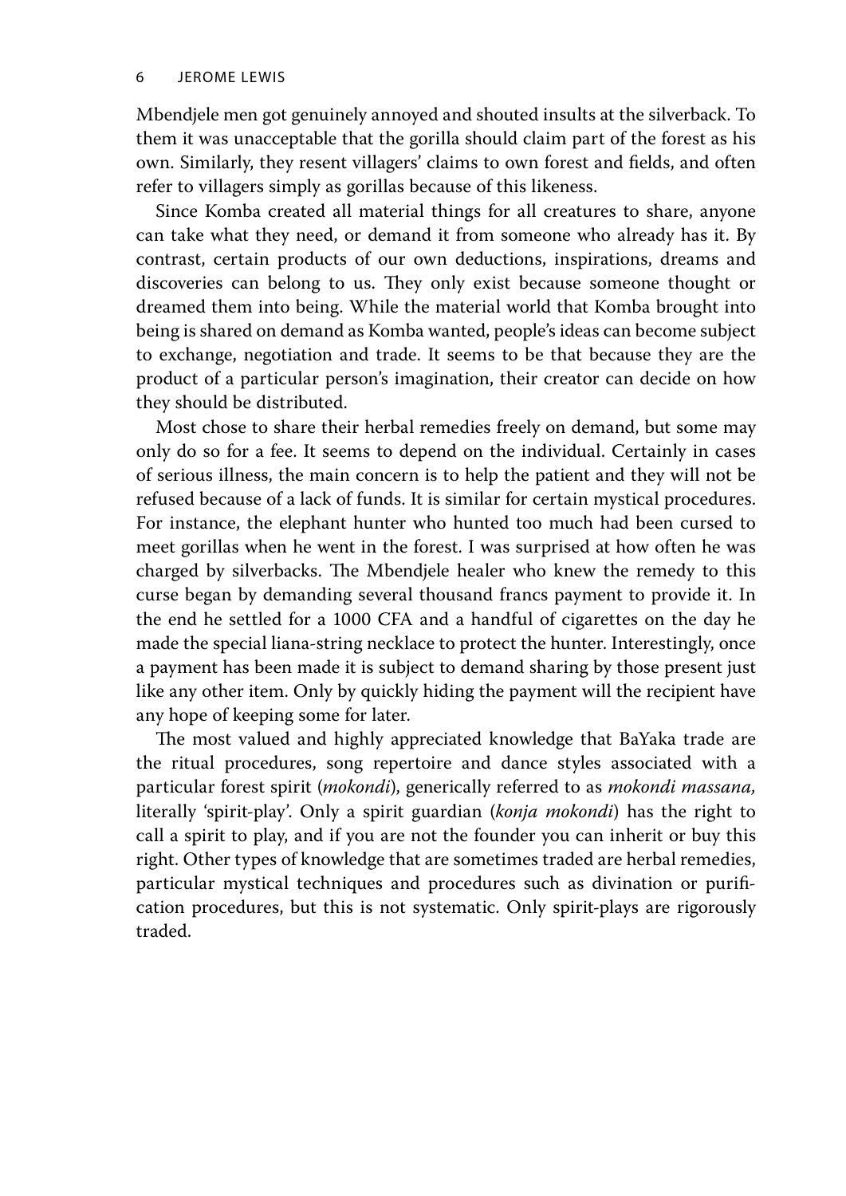Mbendjele men got genuinely annoyed and shouted insults at the silverback. To them it was unacceptable that the gorilla should claim part of the forest as his own. Similarly, they resent villagers' claims to own forest and fields, and often refer to villagers simply as gorillas because of this likeness.

Since Komba created all material things for all creatures to share, anyone can take what they need, or demand it from someone who already has it. By contrast, certain products of our own deductions, inspirations, dreams and discoveries can belong to us. They only exist because someone thought or dreamed them into being. While the material world that Komba brought into being is shared on demand as Komba wanted, people's ideas can become subject to exchange, negotiation and trade. It seems to be that because they are the product of a particular person's imagination, their creator can decide on how they should be distributed.

Most chose to share their herbal remedies freely on demand, but some may only do so for a fee. It seems to depend on the individual. Certainly in cases of serious illness, the main concern is to help the patient and they will not be refused because of a lack of funds. It is similar for certain mystical procedures. For instance, the elephant hunter who hunted too much had been cursed to meet gorillas when he went in the forest. I was surprised at how often he was charged by silverbacks. The Mbendjele healer who knew the remedy to this curse began by demanding several thousand francs payment to provide it. In the end he settled for a 1000 CFA and a handful of cigarettes on the day he made the special liana-string necklace to protect the hunter. Interestingly, once a payment has been made it is subject to demand sharing by those present just like any other item. Only by quickly hiding the payment will the recipient have any hope of keeping some for later.

The most valued and highly appreciated knowledge that BaYaka trade are the ritual procedures, song repertoire and dance styles associated with a particular forest spirit (*mokondi*), generically referred to as *mokondi massana,* literally 'spirit-play'. Only a spirit guardian (*konja mokondi*) has the right to call a spirit to play, and if you are not the founder you can inherit or buy this right. Other types of knowledge that are sometimes traded are herbal remedies, particular mystical techniques and procedures such as divination or purification procedures, but this is not systematic. Only spirit-plays are rigorously traded.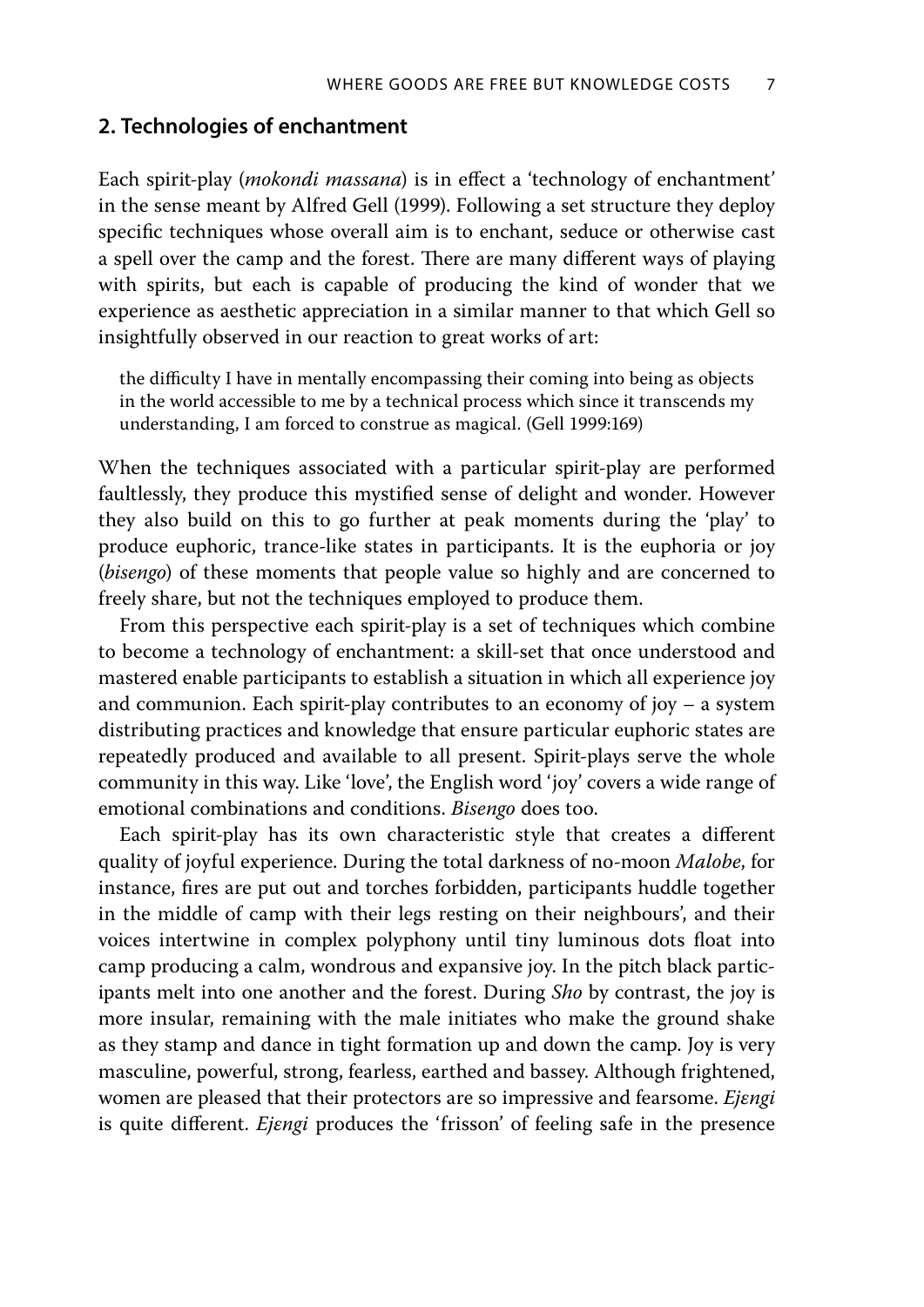## 2. Technologies of enchantment

Each spirit-play (*mokondi massana*) is in effect a 'technology of enchantment' in the sense meant by Alfred Gell (1999). Following a set structure they deploy specific techniques whose overall aim is to enchant, seduce or otherwise cast a spell over the camp and the forest. There are many different ways of playing with spirits, but each is capable of producing the kind of wonder that we experience as aesthetic appreciation in a similar manner to that which Gell so insightfully observed in our reaction to great works of art:

> the difficulty I have in mentally encompassing their coming into being as objects in the world accessible to me by a technical process which since it transcends my understanding, I am forced to construe as magical. (Gell 1999:169)

When the techniques associated with a particular spirit-play are performed faultlessly, they produce this mystified sense of delight and wonder. However they also build on this to go further at peak moments during the 'play' to produce euphoric, trance-like states in participants. It is the euphoria or joy (*bisengo*) of these moments that people value so highly and are concerned to freely share, but not the techniques employed to produce them.

From this perspective each spirit-play is a set of techniques which combine to become a technology of enchantment: a skill-set that once understood and mastered enable participants to establish a situation in which all experience joy and communion. Each spirit-play contributes to an economy of joy – a system distributing practices and knowledge that ensure particular euphoric states are repeatedly produced and available to all present. Spirit-plays serve the whole community in this way. Like 'love', the English word 'joy' covers a wide range of emotional combinations and conditions. *Bisengo* does too.

Each spirit-play has its own characteristic style that creates a different quality of joyful experience. During the total darkness of no-moon *Malobe*, for instance, fires are put out and torches forbidden, participants huddle together in the middle of camp with their legs resting on their neighbours', and their voices intertwine in complex polyphony until tiny luminous dots float into camp producing a calm, wondrous and expansive joy. In the pitch black participants melt into one another and the forest. During *Sho* by contrast, the joy is more insular, remaining with the male initiates who make the ground shake as they stamp and dance in tight formation up and down the camp. Joy is very masculine, powerful, strong, fearless, earthed and bassey. Although frightened, women are pleased that their protectors are so impressive and fearsome. *Ejɛngi* is quite different. *Ejɛngi* produces the 'frisson' of feeling safe in the presence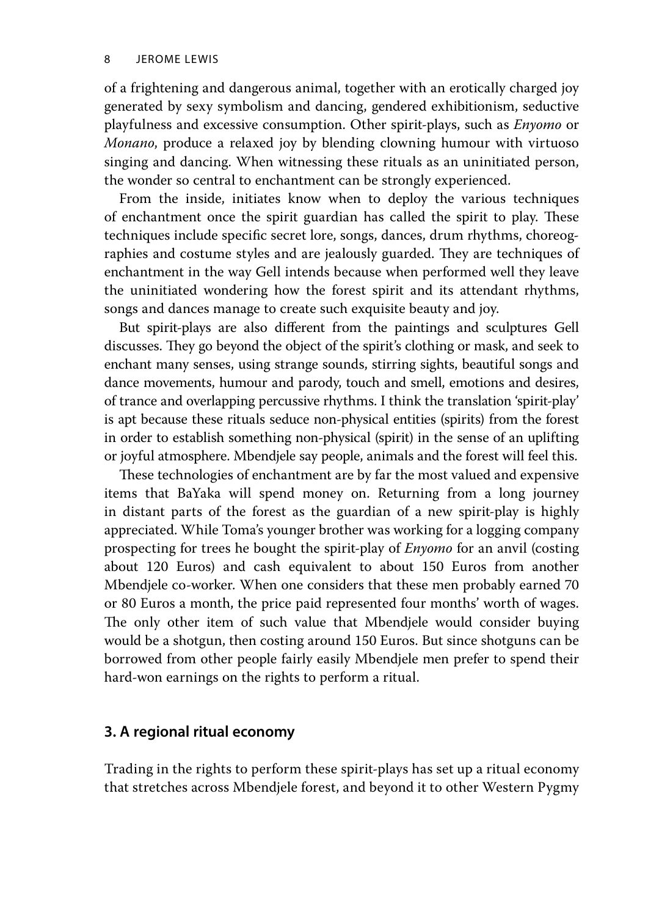of a frightening and dangerous animal, together with an erotically charged joy generated by sexy symbolism and dancing, gendered exhibitionism, seductive playfulness and excessive consumption. Other spirit-plays, such as *Enyomo* or *Monano*, produce a relaxed joy by blending clowning humour with virtuoso singing and dancing. When witnessing these rituals as an uninitiated person, the wonder so central to enchantment can be strongly experienced.

From the inside, initiates know when to deploy the various techniques of enchantment once the spirit guardian has called the spirit to play. These techniques include specific secret lore, songs, dances, drum rhythms, choreographies and costume styles and are jealously guarded. They are techniques of enchantment in the way Gell intends because when performed well they leave the uninitiated wondering how the forest spirit and its attendant rhythms, songs and dances manage to create such exquisite beauty and joy.

But spirit-plays are also different from the paintings and sculptures Gell discusses. They go beyond the object of the spirit's clothing or mask, and seek to enchant many senses, using strange sounds, stirring sights, beautiful songs and dance movements, humour and parody, touch and smell, emotions and desires, of trance and overlapping percussive rhythms. I think the translation 'spirit-play' is apt because these rituals seduce non-physical entities (spirits) from the forest in order to establish something non-physical (spirit) in the sense of an uplifting or joyful atmosphere. Mbendjele say people, animals and the forest will feel this.

These technologies of enchantment are by far the most valued and expensive items that BaYaka will spend money on. Returning from a long journey in distant parts of the forest as the guardian of a new spirit-play is highly appreciated. While Toma's younger brother was working for a logging company prospecting for trees he bought the spirit-play of *Enyomo* for an anvil (costing about 120 Euros) and cash equivalent to about 150 Euros from another Mbendjele co-worker. When one considers that these men probably earned 70 or 80 Euros a month, the price paid represented four months' worth of wages. The only other item of such value that Mbendjele would consider buying would be a shotgun, then costing around 150 Euros. But since shotguns can be borrowed from other people fairly easily Mbendjele men prefer to spend their hard-won earnings on the rights to perform a ritual.

## 3. A regional ritual economy

Trading in the rights to perform these spirit-plays has set up a ritual economy that stretches across Mbendjele forest, and beyond it to other Western Pygmy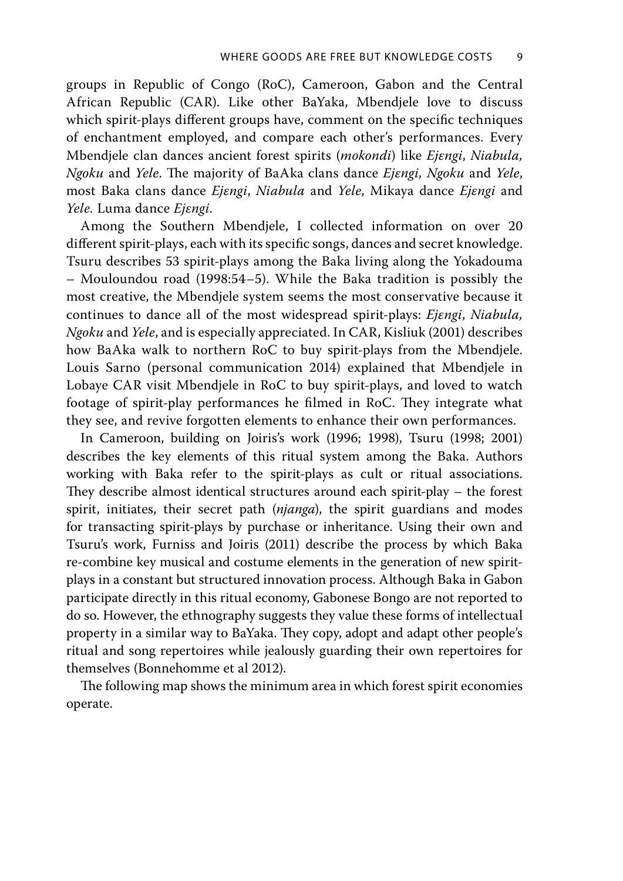groups in Republic of Congo (RoC), Cameroon, Gabon and the Central African Republic (CAR). Like other BaYaka, Mbendjele love to discuss which spirit-plays different groups have, comment on the specific techniques of enchantment employed, and compare each other's performances. Every Mbendjele clan dances ancient forest spirits (*mokondi*) like *Ejɛngi*, *Niabula, Ngoku* and *Yele*. The majority of BaAka clans dance *Ejɛngi, Ngoku* and *Yele*, most Baka clans dance *Ejɛngi*, *Niabula* and *Yele*, Mikaya dance *Ejɛngi* and *Yele.* Luma dance *Ejɛngi*.

Among the Southern Mbendjele, I collected information on over 20 different spirit-plays, each with its specific songs, dances and secret knowledge. Tsuru describes 53 spirit-plays among the Baka living along the Yokadouma – Mouloundou road (1998:54–5). While the Baka tradition is possibly the most creative, the Mbendjele system seems the most conservative because it continues to dance all of the most widespread spirit-plays: *Ejɛngi*, *Niabula, Ngoku* and *Yele*, and is especially appreciated. In CAR, Kisliuk (2001) describes how BaAka walk to northern RoC to buy spirit-plays from the Mbendjele. Louis Sarno (personal communication 2014) explained that Mbendjele in Lobaye CAR visit Mbendjele in RoC to buy spirit-plays, and loved to watch footage of spirit-play performances he filmed in RoC. They integrate what they see, and revive forgotten elements to enhance their own performances.

In Cameroon, building on Joiris's work (1996; 1998), Tsuru (1998; 2001) describes the key elements of this ritual system among the Baka. Authors working with Baka refer to the spirit-plays as cult or ritual associations. They describe almost identical structures around each spirit-play – the forest spirit, initiates, their secret path (*njanga*), the spirit guardians and modes for transacting spirit-plays by purchase or inheritance. Using their own and Tsuru's work, Furniss and Joiris (2011) describe the process by which Baka re-combine key musical and costume elements in the generation of new spirit-plays in a constant but structured innovation process. Although Baka in Gabon participate directly in this ritual economy, Gabonese Bongo are not reported to do so. However, the ethnography suggests they value these forms of intellectual property in a similar way to BaYaka. They copy, adopt and adapt other people's ritual and song repertoires while jealously guarding their own repertoires for themselves (Bonnehomme et al 2012).

The following map shows the minimum area in which forest spirit economies operate.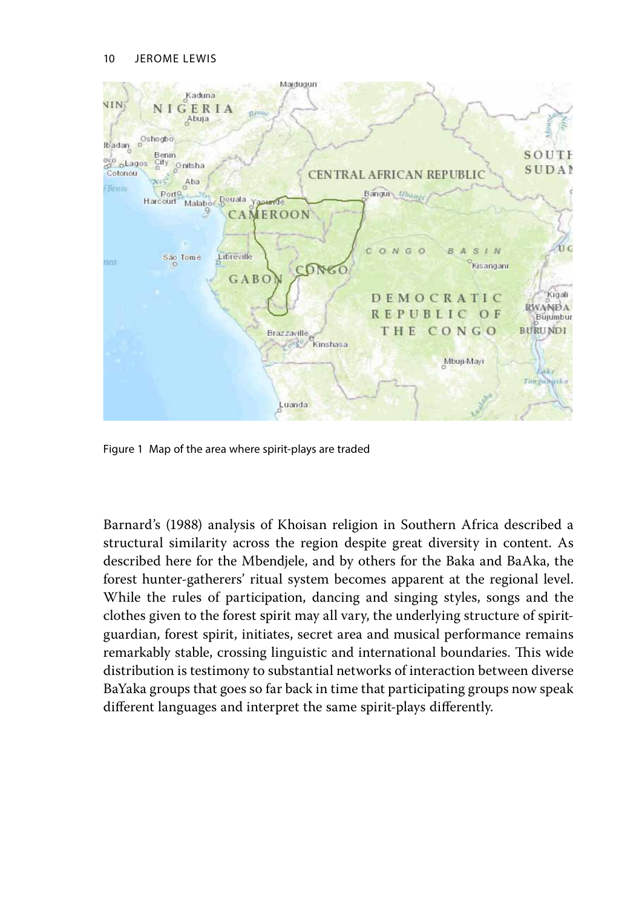Figure 1 Map of the area where spirit-plays are traded

Barnard's (1988) analysis of Khoisan religion in Southern Africa described a structural similarity across the region despite great diversity in content. As described here for the Mbendjele, and by others for the Baka and BaAka, the forest hunter-gatherers' ritual system becomes apparent at the regional level. While the rules of participation, dancing and singing styles, songs and the clothes given to the forest spirit may all vary, the underlying structure of spirit-guardian, forest spirit, initiates, secret area and musical performance remains remarkably stable, crossing linguistic and international boundaries. This wide distribution is testimony to substantial networks of interaction between diverse BaYaka groups that goes so far back in time that participating groups now speak different languages and interpret the same spirit-plays differently.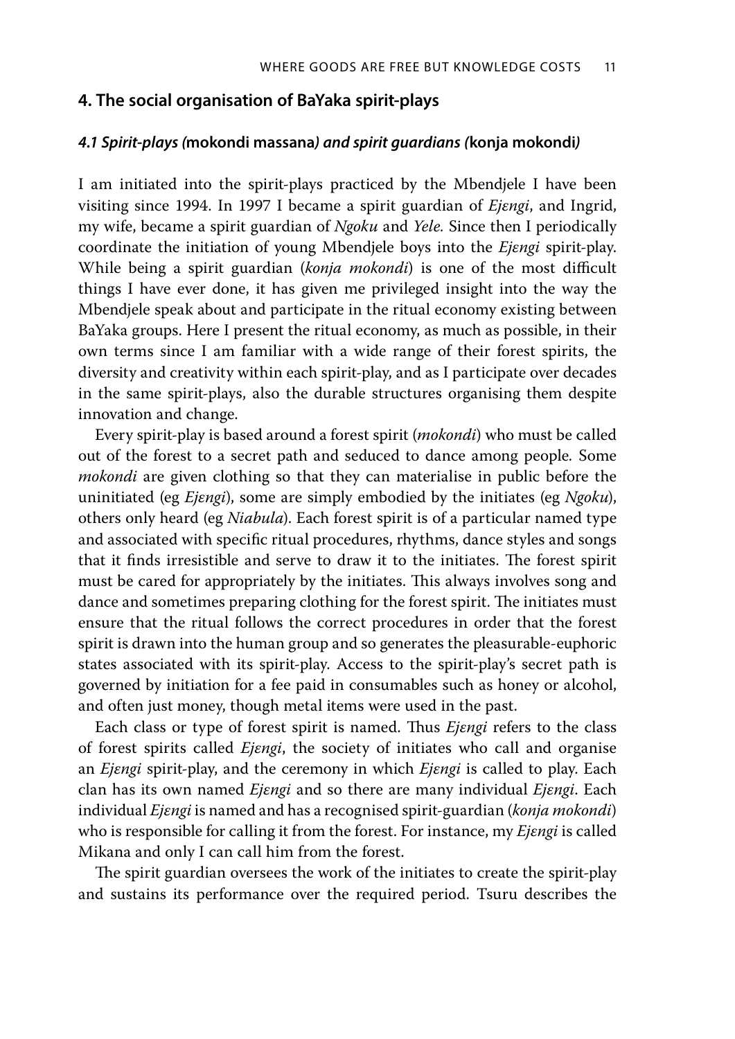## 4. The social organisation of BaYaka spirit-plays

### *4.1 Spirit-plays (**mokondi massana**) and spirit guardians (**konja mokondi**)*

I am initiated into the spirit-plays practiced by the Mbendjele I have been visiting since 1994. In 1997 I became a spirit guardian of *Ejɛngi*, and Ingrid, my wife, became a spirit guardian of *Ngoku* and *Yele*. Since then I periodically coordinate the initiation of young Mbendjele boys into the *Ejɛngi* spirit-play. While being a spirit guardian (*konja mokondi*) is one of the most difficult things I have ever done, it has given me privileged insight into the way the Mbendjele speak about and participate in the ritual economy existing between BaYaka groups. Here I present the ritual economy, as much as possible, in their own terms since I am familiar with a wide range of their forest spirits, the diversity and creativity within each spirit-play, and as I participate over decades in the same spirit-plays, also the durable structures organising them despite innovation and change.

Every spirit-play is based around a forest spirit (*mokondi*) who must be called out of the forest to a secret path and seduced to dance among people. Some *mokondi* are given clothing so that they can materialise in public before the uninitiated (eg *Ejɛngi*), some are simply embodied by the initiates (eg *Ngoku*), others only heard (eg *Niabula*). Each forest spirit is of a particular named type and associated with specific ritual procedures, rhythms, dance styles and songs that it finds irresistible and serve to draw it to the initiates. The forest spirit must be cared for appropriately by the initiates. This always involves song and dance and sometimes preparing clothing for the forest spirit. The initiates must ensure that the ritual follows the correct procedures in order that the forest spirit is drawn into the human group and so generates the pleasurable-euphoric states associated with its spirit-play. Access to the spirit-play's secret path is governed by initiation for a fee paid in consumables such as honey or alcohol, and often just money, though metal items were used in the past.

Each class or type of forest spirit is named. Thus *Ejɛngi* refers to the class of forest spirits called *Ejɛngi*, the society of initiates who call and organise an *Ejɛngi* spirit-play, and the ceremony in which *Ejɛngi* is called to play. Each clan has its own named *Ejɛngi* and so there are many individual *Ejɛngi*. Each individual *Ejɛngi* is named and has a recognised spirit-guardian (*konja mokondi*) who is responsible for calling it from the forest. For instance, my *Ejɛngi* is called Mikana and only I can call him from the forest.

The spirit guardian oversees the work of the initiates to create the spirit-play and sustains its performance over the required period. Tsuru describes the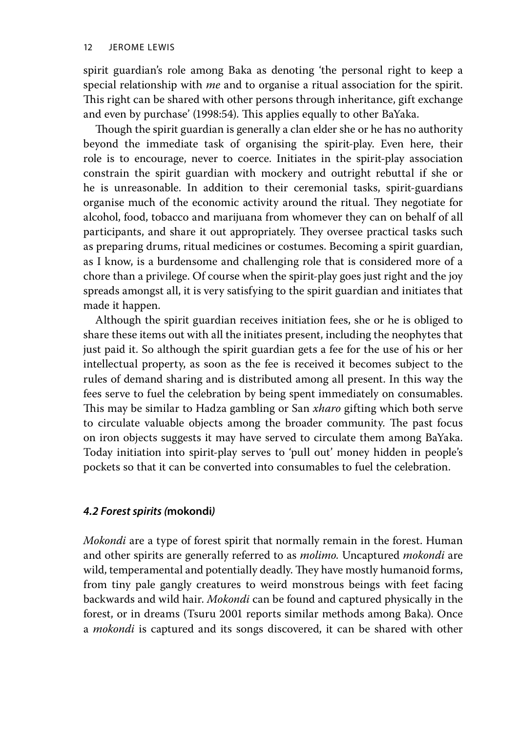spirit guardian's role among Baka as denoting 'the personal right to keep a special relationship with *me* and to organise a ritual association for the spirit. This right can be shared with other persons through inheritance, gift exchange and even by purchase' (1998:54). This applies equally to other BaYaka.

Though the spirit guardian is generally a clan elder she or he has no authority beyond the immediate task of organising the spirit-play. Even here, their role is to encourage, never to coerce. Initiates in the spirit-play association constrain the spirit guardian with mockery and outright rebuttal if she or he is unreasonable. In addition to their ceremonial tasks, spirit-guardians organise much of the economic activity around the ritual. They negotiate for alcohol, food, tobacco and marijuana from whomever they can on behalf of all participants, and share it out appropriately. They oversee practical tasks such as preparing drums, ritual medicines or costumes. Becoming a spirit guardian, as I know, is a burdensome and challenging role that is considered more of a chore than a privilege. Of course when the spirit-play goes just right and the joy spreads amongst all, it is very satisfying to the spirit guardian and initiates that made it happen.

Although the spirit guardian receives initiation fees, she or he is obliged to share these items out with all the initiates present, including the neophytes that just paid it. So although the spirit guardian gets a fee for the use of his or her intellectual property, as soon as the fee is received it becomes subject to the rules of demand sharing and is distributed among all present. In this way the fees serve to fuel the celebration by being spent immediately on consumables. This may be similar to Hadza gambling or San *xharo* gifting which both serve to circulate valuable objects among the broader community. The past focus on iron objects suggests it may have served to circulate them among BaYaka. Today initiation into spirit-play serves to 'pull out' money hidden in people's pockets so that it can be converted into consumables to fuel the celebration.

### *4.2 Forest spirits (***mokondi***)*

*Mokondi* are a type of forest spirit that normally remain in the forest. Human and other spirits are generally referred to as *molimo.* Uncaptured *mokondi* are wild, temperamental and potentially deadly. They have mostly humanoid forms, from tiny pale gangly creatures to weird monstrous beings with feet facing backwards and wild hair. *Mokondi* can be found and captured physically in the forest, or in dreams (Tsuru 2001 reports similar methods among Baka). Once a *mokondi* is captured and its songs discovered, it can be shared with other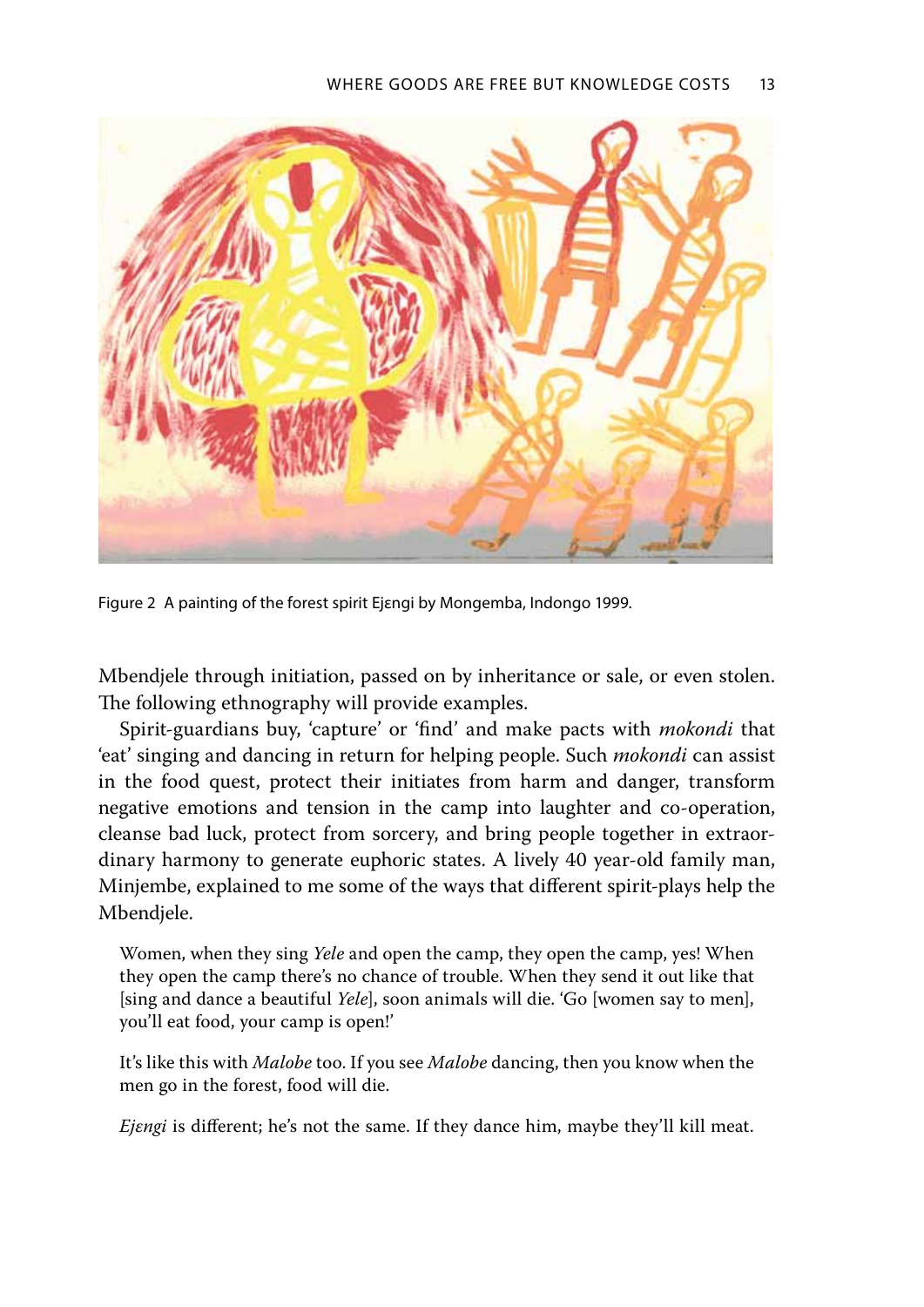Figure 2 A painting of the forest spirit Ejɛngi by Mongemba, Indongo 1999.

Mbendjele through initiation, passed on by inheritance or sale, or even stolen. The following ethnography will provide examples.

Spirit-guardians buy, 'capture' or 'find' and make pacts with *mokondi* that 'eat' singing and dancing in return for helping people. Such *mokondi* can assist in the food quest, protect their initiates from harm and danger, transform negative emotions and tension in the camp into laughter and co-operation, cleanse bad luck, protect from sorcery, and bring people together in extraordinary harmony to generate euphoric states. A lively 40 year-old family man, Minjembe, explained to me some of the ways that different spirit-plays help the Mbendjele.

> Women, when they sing *Yele* and open the camp, they open the camp, yes! When they open the camp there's no chance of trouble. When they send it out like that [sing and dance a beautiful *Yele*], soon animals will die. 'Go [women say to men], you'll eat food, your camp is open!'
>
> It's like this with *Malobe* too. If you see *Malobe* dancing, then you know when the men go in the forest, food will die.
>
> *Ejɛngi* is different; he's not the same. If they dance him, maybe they'll kill meat.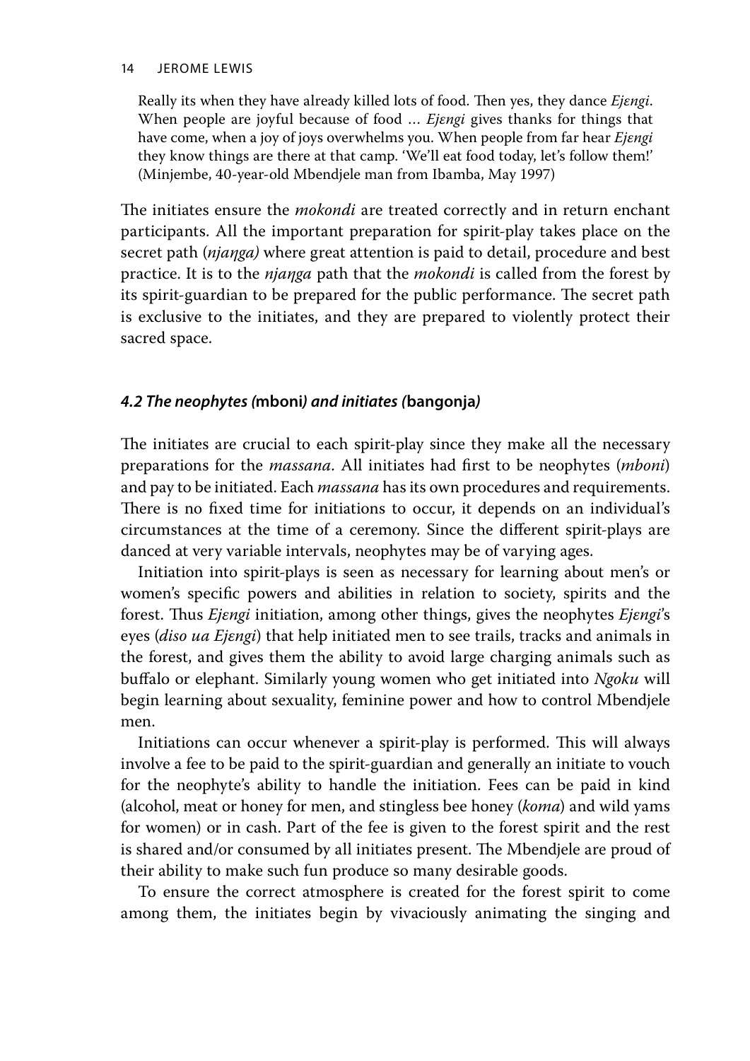> Really its when they have already killed lots of food. Then yes, they dance *Ejɛngi*. When people are joyful because of food … *Ejɛngi* gives thanks for things that have come, when a joy of joys overwhelms you. When people from far hear *Ejɛngi* they know things are there at that camp. 'We'll eat food today, let's follow them!' (Minjembe, 40-year-old Mbendjele man from Ibamba, May 1997)

The initiates ensure the *mokondi* are treated correctly and in return enchant participants. All the important preparation for spirit-play takes place on the secret path (*njaŋga)* where great attention is paid to detail, procedure and best practice. It is to the *njaŋga* path that the *mokondi* is called from the forest by its spirit-guardian to be prepared for the public performance. The secret path is exclusive to the initiates, and they are prepared to violently protect their sacred space.

### *4.2 The neophytes (***mboni***) and initiates (***bangonja***)*

The initiates are crucial to each spirit-play since they make all the necessary preparations for the *massana*. All initiates had first to be neophytes (*mboni*) and pay to be initiated. Each *massana* has its own procedures and requirements. There is no fixed time for initiations to occur, it depends on an individual's circumstances at the time of a ceremony. Since the different spirit-plays are danced at very variable intervals, neophytes may be of varying ages.

Initiation into spirit-plays is seen as necessary for learning about men's or women's specific powers and abilities in relation to society, spirits and the forest. Thus *Ejɛngi* initiation, among other things, gives the neophytes *Ejɛngi*'s eyes (*diso ua Ejɛngi*) that help initiated men to see trails, tracks and animals in the forest, and gives them the ability to avoid large charging animals such as buffalo or elephant. Similarly young women who get initiated into *Ngoku* will begin learning about sexuality, feminine power and how to control Mbendjele men.

Initiations can occur whenever a spirit-play is performed. This will always involve a fee to be paid to the spirit-guardian and generally an initiate to vouch for the neophyte's ability to handle the initiation. Fees can be paid in kind (alcohol, meat or honey for men, and stingless bee honey (*koma*) and wild yams for women) or in cash. Part of the fee is given to the forest spirit and the rest is shared and/or consumed by all initiates present. The Mbendjele are proud of their ability to make such fun produce so many desirable goods.

To ensure the correct atmosphere is created for the forest spirit to come among them, the initiates begin by vivaciously animating the singing and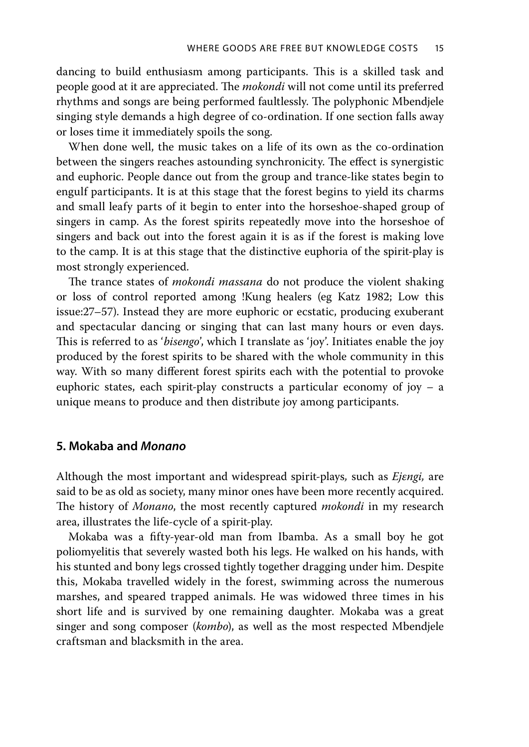dancing to build enthusiasm among participants. This is a skilled task and people good at it are appreciated. The *mokondi* will not come until its preferred rhythms and songs are being performed faultlessly. The polyphonic Mbendjele singing style demands a high degree of co-ordination. If one section falls away or loses time it immediately spoils the song.

When done well, the music takes on a life of its own as the co-ordination between the singers reaches astounding synchronicity. The effect is synergistic and euphoric. People dance out from the group and trance-like states begin to engulf participants. It is at this stage that the forest begins to yield its charms and small leafy parts of it begin to enter into the horseshoe-shaped group of singers in camp. As the forest spirits repeatedly move into the horseshoe of singers and back out into the forest again it is as if the forest is making love to the camp. It is at this stage that the distinctive euphoria of the spirit-play is most strongly experienced.

The trance states of *mokondi massana* do not produce the violent shaking or loss of control reported among !Kung healers (eg Katz 1982; Low this issue:27–57). Instead they are more euphoric or ecstatic, producing exuberant and spectacular dancing or singing that can last many hours or even days. This is referred to as '*bisengo*', which I translate as 'joy'. Initiates enable the joy produced by the forest spirits to be shared with the whole community in this way. With so many different forest spirits each with the potential to provoke euphoric states, each spirit-play constructs a particular economy of joy – a unique means to produce and then distribute joy among participants.

## 5. Mokaba and *Monano*

Although the most important and widespread spirit-plays, such as *Ejɛngi,* are said to be as old as society, many minor ones have been more recently acquired. The history of *Monano*, the most recently captured *mokondi* in my research area, illustrates the life-cycle of a spirit-play.

Mokaba was a fifty-year-old man from Ibamba. As a small boy he got poliomyelitis that severely wasted both his legs. He walked on his hands, with his stunted and bony legs crossed tightly together dragging under him. Despite this, Mokaba travelled widely in the forest, swimming across the numerous marshes, and speared trapped animals. He was widowed three times in his short life and is survived by one remaining daughter. Mokaba was a great singer and song composer (*kombo*), as well as the most respected Mbendjele craftsman and blacksmith in the area.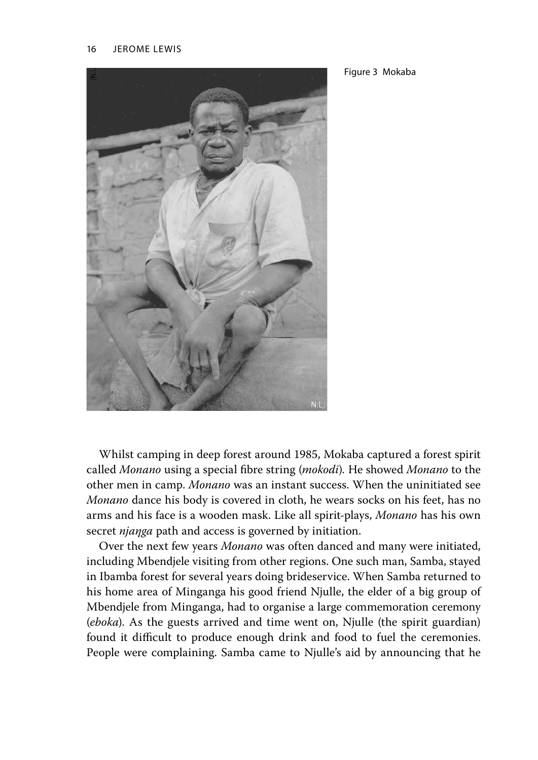Figure 3 Mokaba

Whilst camping in deep forest around 1985, Mokaba captured a forest spirit called *Monano* using a special fibre string (*mokodi*). He showed *Monano* to the other men in camp. *Monano* was an instant success. When the uninitiated see *Monano* dance his body is covered in cloth, he wears socks on his feet, has no arms and his face is a wooden mask. Like all spirit-plays, *Monano* has his own secret *njaŋga* path and access is governed by initiation.

Over the next few years *Monano* was often danced and many were initiated, including Mbendjele visiting from other regions. One such man, Samba, stayed in Ibamba forest for several years doing brideservice. When Samba returned to his home area of Minganga his good friend Njulle, the elder of a big group of Mbendjele from Minganga, had to organise a large commemoration ceremony (*eboka*). As the guests arrived and time went on, Njulle (the spirit guardian) found it difficult to produce enough drink and food to fuel the ceremonies. People were complaining. Samba came to Njulle's aid by announcing that he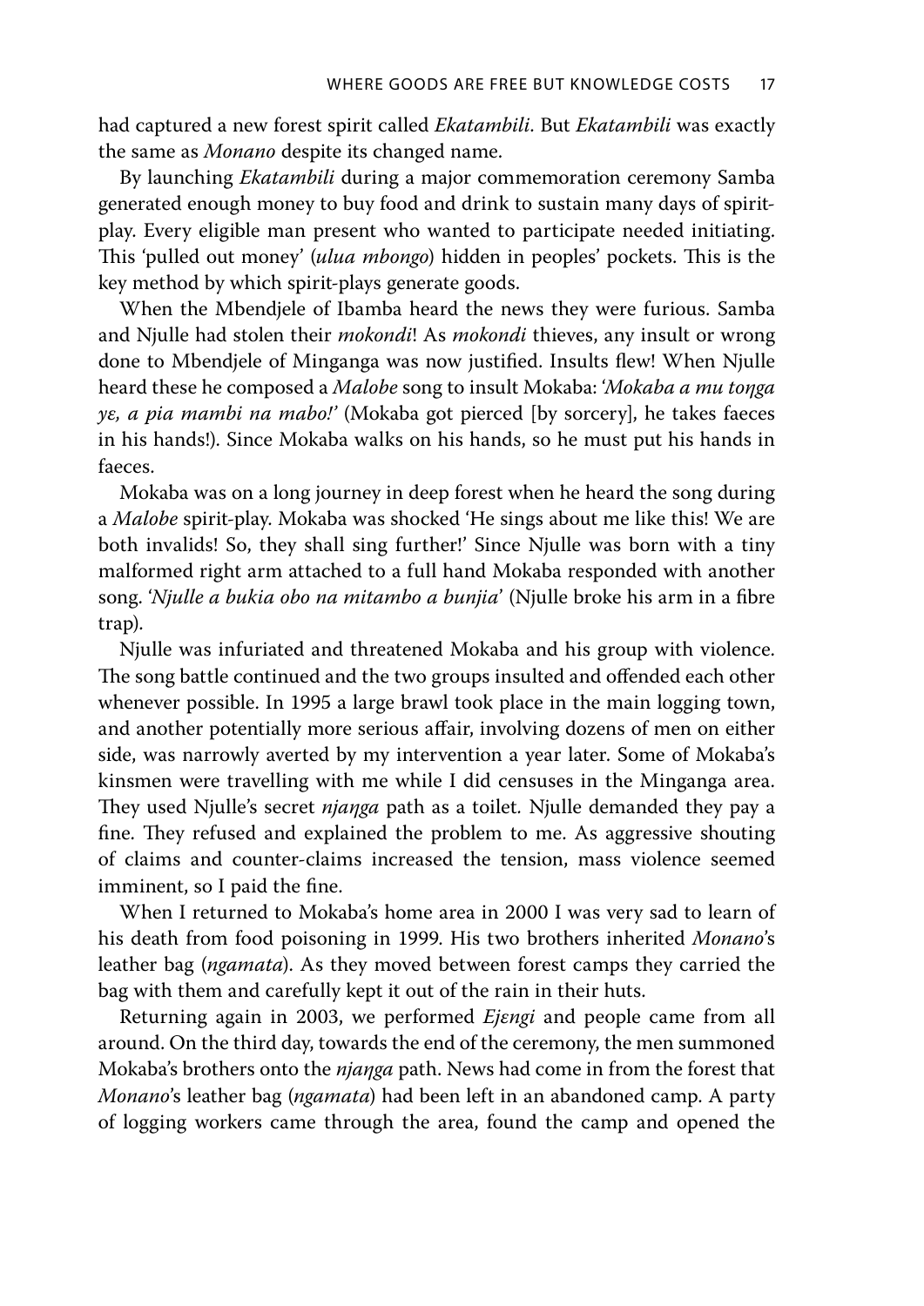had captured a new forest spirit called *Ekatambili*. But *Ekatambili* was exactly the same as *Monano* despite its changed name.

By launching *Ekatambili* during a major commemoration ceremony Samba generated enough money to buy food and drink to sustain many days of spirit-play. Every eligible man present who wanted to participate needed initiating. This 'pulled out money' (*ulua mbongo*) hidden in peoples' pockets. This is the key method by which spirit-plays generate goods.

When the Mbendjele of Ibamba heard the news they were furious. Samba and Njulle had stolen their *mokondi*! As *mokondi* thieves, any insult or wrong done to Mbendjele of Minganga was now justified. Insults flew! When Njulle heard these he composed a *Malobe* song to insult Mokaba: '*Mokaba a mu toŋga yɛ, a pia mambi na mabo!*' (Mokaba got pierced [by sorcery], he takes faeces in his hands!). Since Mokaba walks on his hands, so he must put his hands in faeces.

Mokaba was on a long journey in deep forest when he heard the song during a *Malobe* spirit-play. Mokaba was shocked 'He sings about me like this! We are both invalids! So, they shall sing further!' Since Njulle was born with a tiny malformed right arm attached to a full hand Mokaba responded with another song. '*Njulle a bukia obo na mitambo a bunjia*' (Njulle broke his arm in a fibre trap).

Njulle was infuriated and threatened Mokaba and his group with violence. The song battle continued and the two groups insulted and offended each other whenever possible. In 1995 a large brawl took place in the main logging town, and another potentially more serious affair, involving dozens of men on either side, was narrowly averted by my intervention a year later. Some of Mokaba's kinsmen were travelling with me while I did censuses in the Minganga area. They used Njulle's secret *njaŋga* path as a toilet. Njulle demanded they pay a fine. They refused and explained the problem to me. As aggressive shouting of claims and counter-claims increased the tension, mass violence seemed imminent, so I paid the fine.

When I returned to Mokaba's home area in 2000 I was very sad to learn of his death from food poisoning in 1999. His two brothers inherited *Monano*'s leather bag (*ngamata*). As they moved between forest camps they carried the bag with them and carefully kept it out of the rain in their huts.

Returning again in 2003, we performed *Ejɛngi* and people came from all around. On the third day, towards the end of the ceremony, the men summoned Mokaba's brothers onto the *njaŋga* path. News had come in from the forest that *Monano*'s leather bag (*ngamata*) had been left in an abandoned camp. A party of logging workers came through the area, found the camp and opened the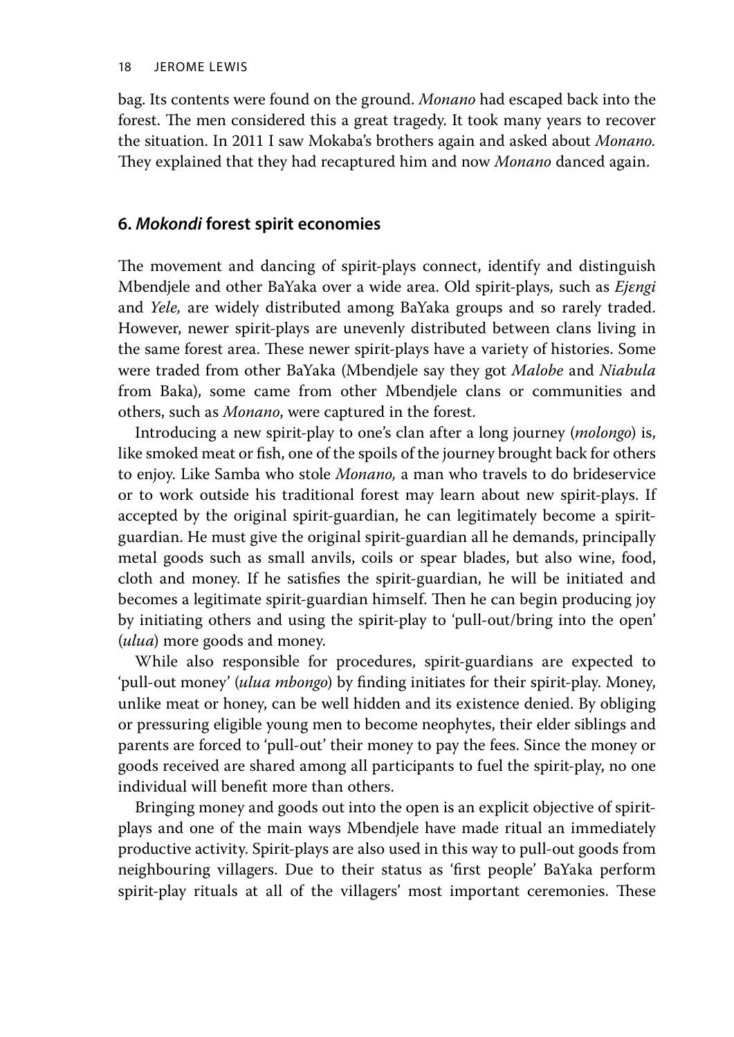bag. Its contents were found on the ground. *Monano* had escaped back into the forest. The men considered this a great tragedy. It took many years to recover the situation. In 2011 I saw Mokaba's brothers again and asked about *Monano.* They explained that they had recaptured him and now *Monano* danced again.

## 6. *Mokondi* forest spirit economies

The movement and dancing of spirit-plays connect, identify and distinguish Mbendjele and other BaYaka over a wide area. Old spirit-plays, such as *Ejɛngi* and *Yele,* are widely distributed among BaYaka groups and so rarely traded. However, newer spirit-plays are unevenly distributed between clans living in the same forest area. These newer spirit-plays have a variety of histories. Some were traded from other BaYaka (Mbendjele say they got *Malobe* and *Niabula* from Baka), some came from other Mbendjele clans or communities and others, such as *Monano*, were captured in the forest.

Introducing a new spirit-play to one's clan after a long journey (*molongo*) is, like smoked meat or fish, one of the spoils of the journey brought back for others to enjoy. Like Samba who stole *Monano,* a man who travels to do brideservice or to work outside his traditional forest may learn about new spirit-plays. If accepted by the original spirit-guardian, he can legitimately become a spirit-guardian. He must give the original spirit-guardian all he demands, principally metal goods such as small anvils, coils or spear blades, but also wine, food, cloth and money. If he satisfies the spirit-guardian, he will be initiated and becomes a legitimate spirit-guardian himself. Then he can begin producing joy by initiating others and using the spirit-play to 'pull-out/bring into the open' (*ulua*) more goods and money.

While also responsible for procedures, spirit-guardians are expected to 'pull-out money' (*ulua mbongo*) by finding initiates for their spirit-play. Money, unlike meat or honey, can be well hidden and its existence denied. By obliging or pressuring eligible young men to become neophytes, their elder siblings and parents are forced to 'pull-out' their money to pay the fees. Since the money or goods received are shared among all participants to fuel the spirit-play, no one individual will benefit more than others.

Bringing money and goods out into the open is an explicit objective of spirit-plays and one of the main ways Mbendjele have made ritual an immediately productive activity. Spirit-plays are also used in this way to pull-out goods from neighbouring villagers. Due to their status as 'first people' BaYaka perform spirit-play rituals at all of the villagers' most important ceremonies. These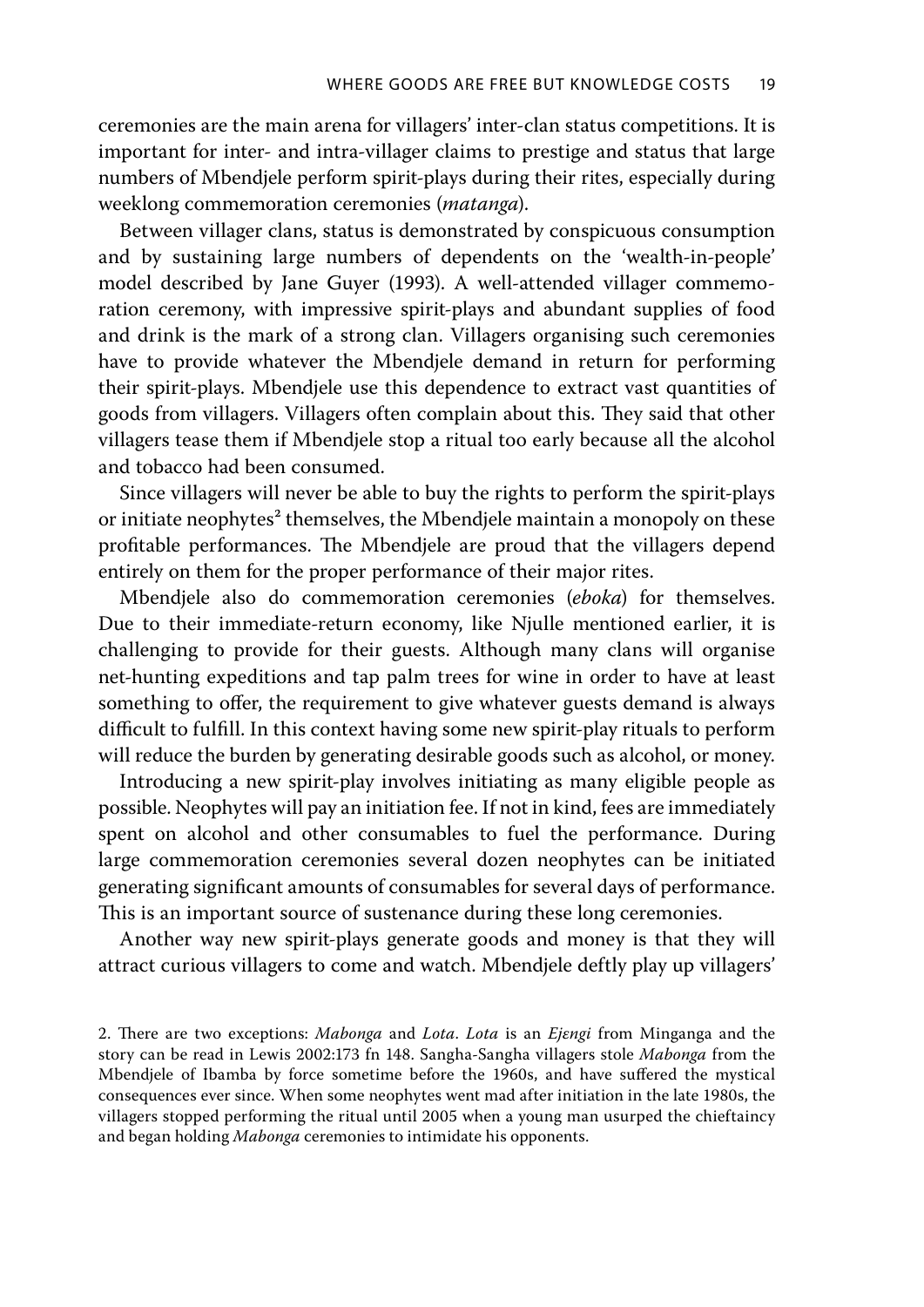ceremonies are the main arena for villagers' inter-clan status competitions. It is important for inter- and intra-villager claims to prestige and status that large numbers of Mbendjele perform spirit-plays during their rites, especially during weeklong commemoration ceremonies (*matanga*).

Between villager clans, status is demonstrated by conspicuous consumption and by sustaining large numbers of dependents on the 'wealth-in-people' model described by Jane Guyer (1993). A well-attended villager commemoration ceremony, with impressive spirit-plays and abundant supplies of food and drink is the mark of a strong clan. Villagers organising such ceremonies have to provide whatever the Mbendjele demand in return for performing their spirit-plays. Mbendjele use this dependence to extract vast quantities of goods from villagers. Villagers often complain about this. They said that other villagers tease them if Mbendjele stop a ritual too early because all the alcohol and tobacco had been consumed.

Since villagers will never be able to buy the rights to perform the spirit-plays or initiate neophytes[2] themselves, the Mbendjele maintain a monopoly on these profitable performances. The Mbendjele are proud that the villagers depend entirely on them for the proper performance of their major rites.

Mbendjele also do commemoration ceremonies (*eboka*) for themselves. Due to their immediate-return economy, like Njulle mentioned earlier, it is challenging to provide for their guests. Although many clans will organise net-hunting expeditions and tap palm trees for wine in order to have at least something to offer, the requirement to give whatever guests demand is always difficult to fulfill. In this context having some new spirit-play rituals to perform will reduce the burden by generating desirable goods such as alcohol, or money.

Introducing a new spirit-play involves initiating as many eligible people as possible. Neophytes will pay an initiation fee. If not in kind, fees are immediately spent on alcohol and other consumables to fuel the performance. During large commemoration ceremonies several dozen neophytes can be initiated generating significant amounts of consumables for several days of performance. This is an important source of sustenance during these long ceremonies.

Another way new spirit-plays generate goods and money is that they will attract curious villagers to come and watch. Mbendjele deftly play up villagers'

2. There are two exceptions: *Mabonga* and *Lota*. *Lota* is an *Ejɛngi* from Minganga and the story can be read in Lewis 2002:173 fn 148. Sangha-Sangha villagers stole *Mabonga* from the Mbendjele of Ibamba by force sometime before the 1960s, and have suffered the mystical consequences ever since. When some neophytes went mad after initiation in the late 1980s, the villagers stopped performing the ritual until 2005 when a young man usurped the chieftaincy and began holding *Mabonga* ceremonies to intimidate his opponents.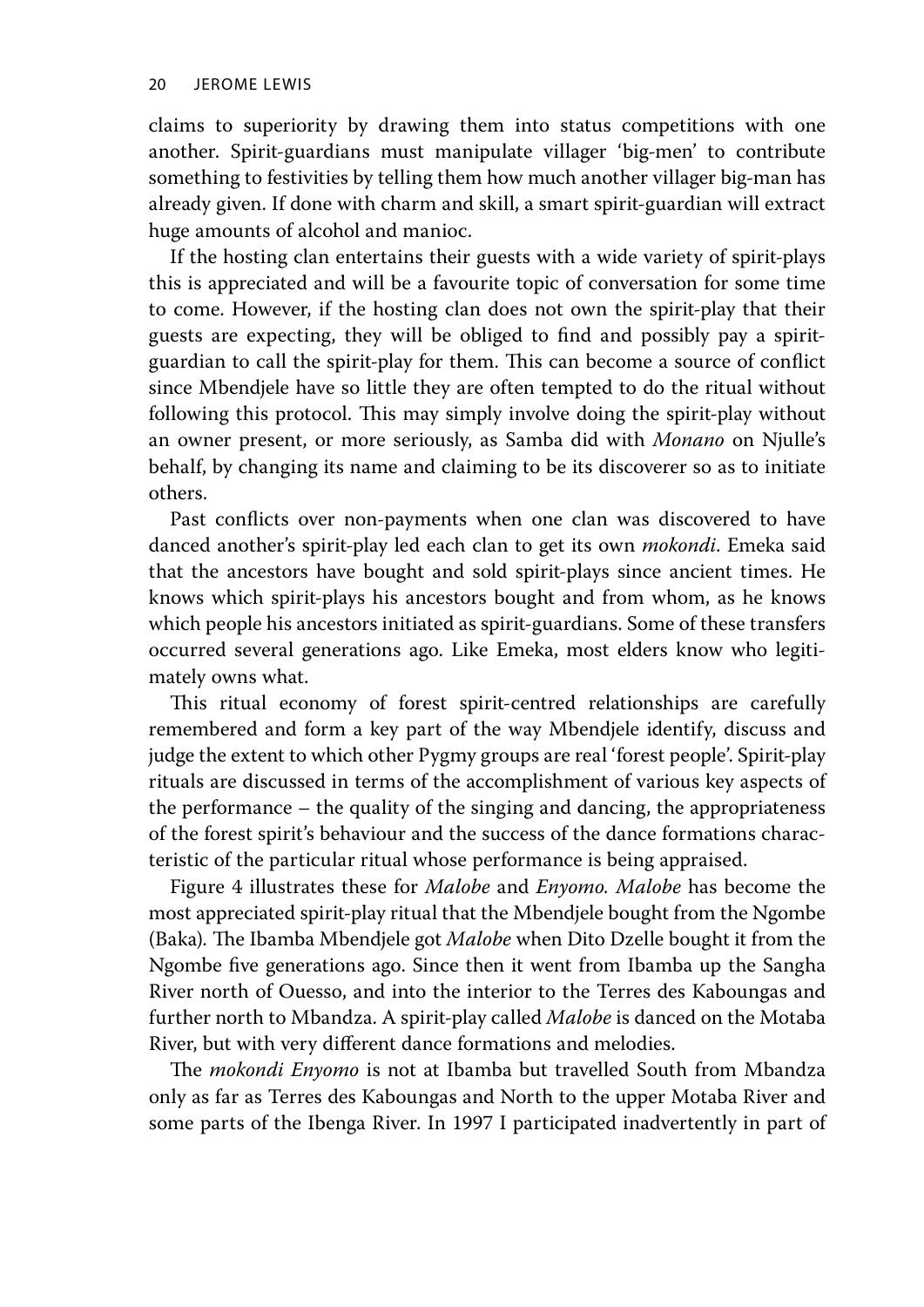claims to superiority by drawing them into status competitions with one another. Spirit-guardians must manipulate villager 'big-men' to contribute something to festivities by telling them how much another villager big-man has already given. If done with charm and skill, a smart spirit-guardian will extract huge amounts of alcohol and manioc.

If the hosting clan entertains their guests with a wide variety of spirit-plays this is appreciated and will be a favourite topic of conversation for some time to come. However, if the hosting clan does not own the spirit-play that their guests are expecting, they will be obliged to find and possibly pay a spirit-guardian to call the spirit-play for them. This can become a source of conflict since Mbendjele have so little they are often tempted to do the ritual without following this protocol. This may simply involve doing the spirit-play without an owner present, or more seriously, as Samba did with *Monano* on Njulle's behalf, by changing its name and claiming to be its discoverer so as to initiate others.

Past conflicts over non-payments when one clan was discovered to have danced another's spirit-play led each clan to get its own *mokondi*. Emeka said that the ancestors have bought and sold spirit-plays since ancient times. He knows which spirit-plays his ancestors bought and from whom, as he knows which people his ancestors initiated as spirit-guardians. Some of these transfers occurred several generations ago. Like Emeka, most elders know who legitimately owns what.

This ritual economy of forest spirit-centred relationships are carefully remembered and form a key part of the way Mbendjele identify, discuss and judge the extent to which other Pygmy groups are real 'forest people'. Spirit-play rituals are discussed in terms of the accomplishment of various key aspects of the performance – the quality of the singing and dancing, the appropriateness of the forest spirit's behaviour and the success of the dance formations characteristic of the particular ritual whose performance is being appraised.

Figure 4 illustrates these for *Malobe* and *Enyomo. Malobe* has become the most appreciated spirit-play ritual that the Mbendjele bought from the Ngombe (Baka). The Ibamba Mbendjele got *Malobe* when Dito Dzelle bought it from the Ngombe five generations ago. Since then it went from Ibamba up the Sangha River north of Ouesso, and into the interior to the Terres des Kaboungas and further north to Mbandza. A spirit-play called *Malobe* is danced on the Motaba River, but with very different dance formations and melodies.

The *mokondi Enyomo* is not at Ibamba but travelled South from Mbandza only as far as Terres des Kaboungas and North to the upper Motaba River and some parts of the Ibenga River. In 1997 I participated inadvertently in part of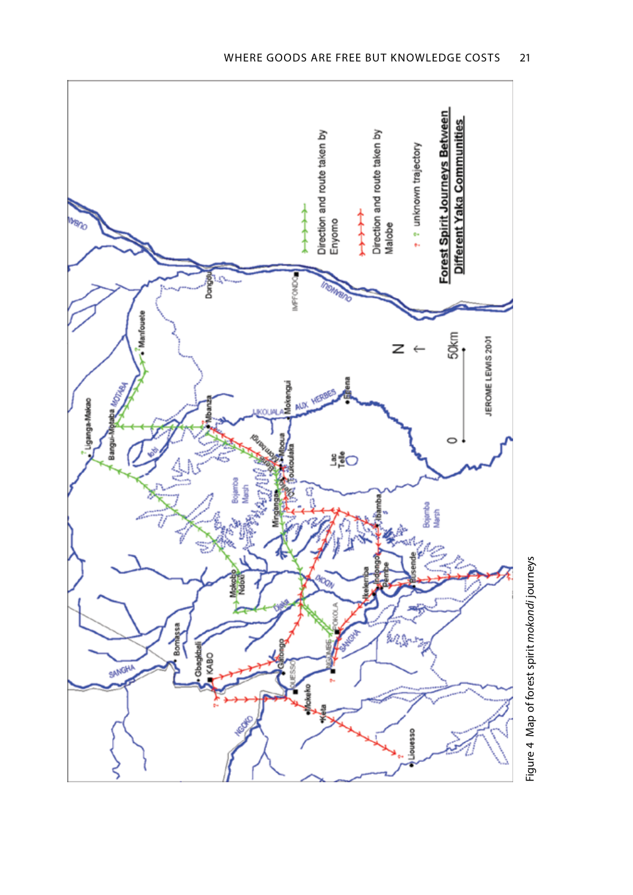Figure 4 Map of forest spirit *mokondi* journeys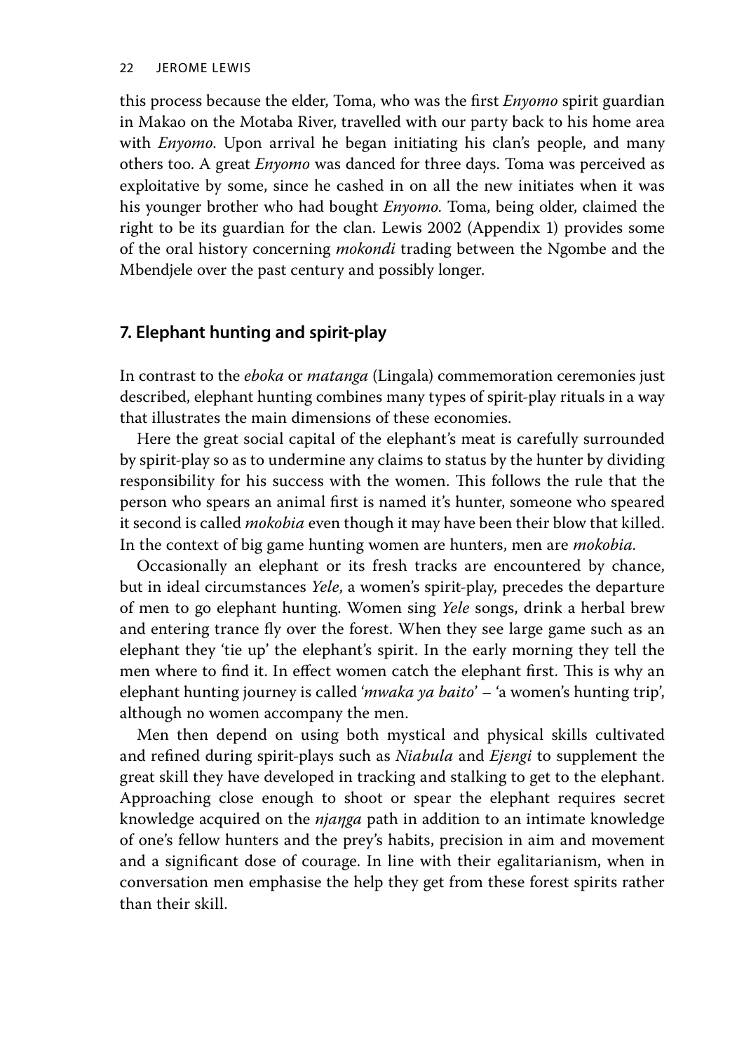this process because the elder, Toma, who was the first *Enyomo* spirit guardian in Makao on the Motaba River, travelled with our party back to his home area with *Enyomo*. Upon arrival he began initiating his clan's people, and many others too. A great *Enyomo* was danced for three days. Toma was perceived as exploitative by some, since he cashed in on all the new initiates when it was his younger brother who had bought *Enyomo*. Toma, being older, claimed the right to be its guardian for the clan. Lewis 2002 (Appendix 1) provides some of the oral history concerning *mokondi* trading between the Ngombe and the Mbendjele over the past century and possibly longer.

## 7. Elephant hunting and spirit-play

In contrast to the *eboka* or *matanga* (Lingala) commemoration ceremonies just described, elephant hunting combines many types of spirit-play rituals in a way that illustrates the main dimensions of these economies.

Here the great social capital of the elephant's meat is carefully surrounded by spirit-play so as to undermine any claims to status by the hunter by dividing responsibility for his success with the women. This follows the rule that the person who spears an animal first is named it's hunter, someone who speared it second is called *mokobia* even though it may have been their blow that killed. In the context of big game hunting women are hunters, men are *mokobia*.

Occasionally an elephant or its fresh tracks are encountered by chance, but in ideal circumstances *Yele*, a women's spirit-play, precedes the departure of men to go elephant hunting. Women sing *Yele* songs, drink a herbal brew and entering trance fly over the forest. When they see large game such as an elephant they 'tie up' the elephant's spirit. In the early morning they tell the men where to find it. In effect women catch the elephant first. This is why an elephant hunting journey is called '*mwaka ya baito*' – 'a women's hunting trip', although no women accompany the men.

Men then depend on using both mystical and physical skills cultivated and refined during spirit-plays such as *Niabula* and *Ejɛngi* to supplement the great skill they have developed in tracking and stalking to get to the elephant. Approaching close enough to shoot or spear the elephant requires secret knowledge acquired on the *njaŋga* path in addition to an intimate knowledge of one's fellow hunters and the prey's habits, precision in aim and movement and a significant dose of courage. In line with their egalitarianism, when in conversation men emphasise the help they get from these forest spirits rather than their skill.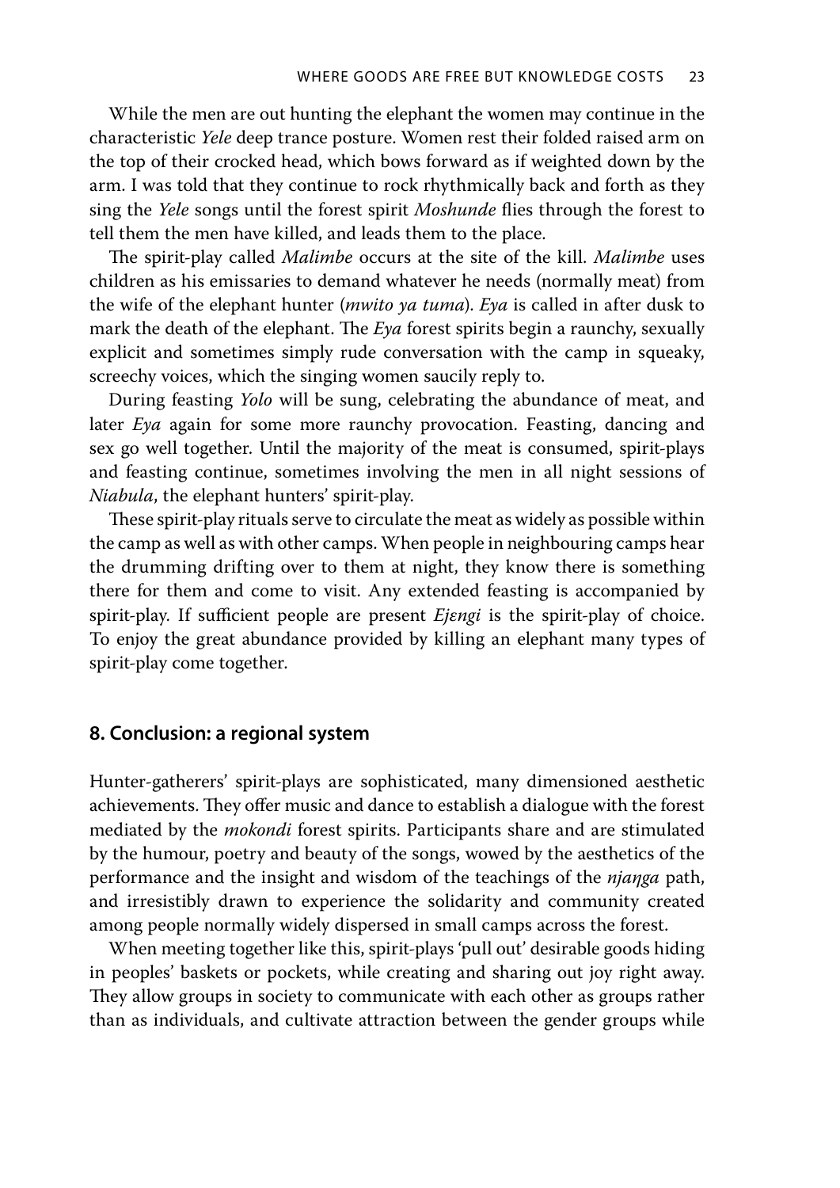While the men are out hunting the elephant the women may continue in the characteristic *Yele* deep trance posture. Women rest their folded raised arm on the top of their crocked head, which bows forward as if weighted down by the arm. I was told that they continue to rock rhythmically back and forth as they sing the *Yele* songs until the forest spirit *Moshunde* flies through the forest to tell them the men have killed, and leads them to the place.

The spirit-play called *Malimbe* occurs at the site of the kill. *Malimbe* uses children as his emissaries to demand whatever he needs (normally meat) from the wife of the elephant hunter (*mwito ya tuma*). *Eya* is called in after dusk to mark the death of the elephant. The *Eya* forest spirits begin a raunchy, sexually explicit and sometimes simply rude conversation with the camp in squeaky, screechy voices, which the singing women saucily reply to.

During feasting *Yolo* will be sung, celebrating the abundance of meat, and later *Eya* again for some more raunchy provocation. Feasting, dancing and sex go well together. Until the majority of the meat is consumed, spirit-plays and feasting continue, sometimes involving the men in all night sessions of *Niabula*, the elephant hunters' spirit-play.

These spirit-play rituals serve to circulate the meat as widely as possible within the camp as well as with other camps. When people in neighbouring camps hear the drumming drifting over to them at night, they know there is something there for them and come to visit. Any extended feasting is accompanied by spirit-play. If sufficient people are present *Ejɛngi* is the spirit-play of choice. To enjoy the great abundance provided by killing an elephant many types of spirit-play come together.

## 8. Conclusion: a regional system

Hunter-gatherers' spirit-plays are sophisticated, many dimensioned aesthetic achievements. They offer music and dance to establish a dialogue with the forest mediated by the *mokondi* forest spirits. Participants share and are stimulated by the humour, poetry and beauty of the songs, wowed by the aesthetics of the performance and the insight and wisdom of the teachings of the *njaŋga* path, and irresistibly drawn to experience the solidarity and community created among people normally widely dispersed in small camps across the forest.

When meeting together like this, spirit-plays 'pull out' desirable goods hiding in peoples' baskets or pockets, while creating and sharing out joy right away. They allow groups in society to communicate with each other as groups rather than as individuals, and cultivate attraction between the gender groups while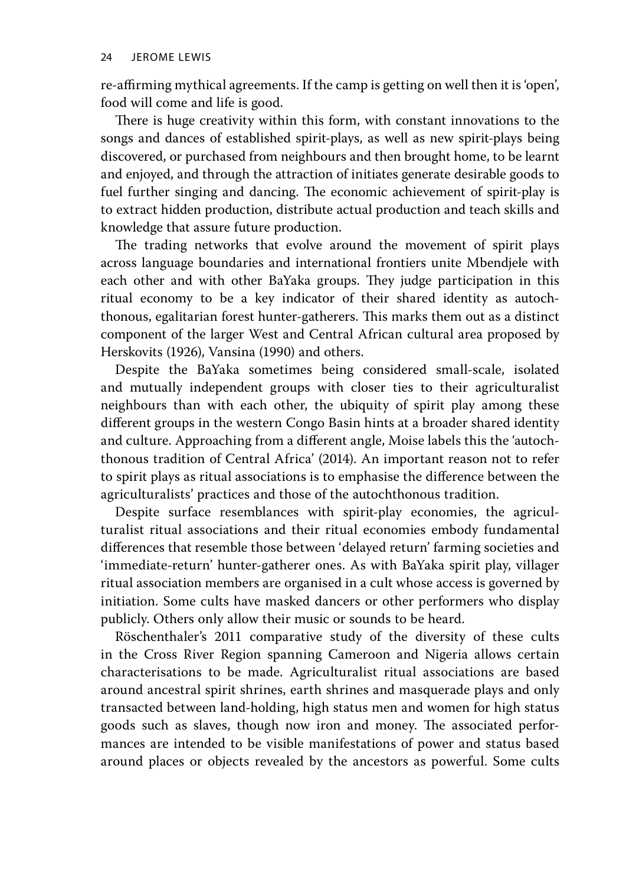re-affirming mythical agreements. If the camp is getting on well then it is 'open', food will come and life is good.

There is huge creativity within this form, with constant innovations to the songs and dances of established spirit-plays, as well as new spirit-plays being discovered, or purchased from neighbours and then brought home, to be learnt and enjoyed, and through the attraction of initiates generate desirable goods to fuel further singing and dancing. The economic achievement of spirit-play is to extract hidden production, distribute actual production and teach skills and knowledge that assure future production.

The trading networks that evolve around the movement of spirit plays across language boundaries and international frontiers unite Mbendjele with each other and with other BaYaka groups. They judge participation in this ritual economy to be a key indicator of their shared identity as autochthonous, egalitarian forest hunter-gatherers. This marks them out as a distinct component of the larger West and Central African cultural area proposed by Herskovits (1926), Vansina (1990) and others.

Despite the BaYaka sometimes being considered small-scale, isolated and mutually independent groups with closer ties to their agriculturalist neighbours than with each other, the ubiquity of spirit play among these different groups in the western Congo Basin hints at a broader shared identity and culture. Approaching from a different angle, Moise labels this the 'autochthonous tradition of Central Africa' (2014). An important reason not to refer to spirit plays as ritual associations is to emphasise the difference between the agriculturalists' practices and those of the autochthonous tradition.

Despite surface resemblances with spirit-play economies, the agriculturalist ritual associations and their ritual economies embody fundamental differences that resemble those between 'delayed return' farming societies and 'immediate-return' hunter-gatherer ones. As with BaYaka spirit play, villager ritual association members are organised in a cult whose access is governed by initiation. Some cults have masked dancers or other performers who display publicly. Others only allow their music or sounds to be heard.

Röschenthaler's 2011 comparative study of the diversity of these cults in the Cross River Region spanning Cameroon and Nigeria allows certain characterisations to be made. Agriculturalist ritual associations are based around ancestral spirit shrines, earth shrines and masquerade plays and only transacted between land-holding, high status men and women for high status goods such as slaves, though now iron and money. The associated performances are intended to be visible manifestations of power and status based around places or objects revealed by the ancestors as powerful. Some cults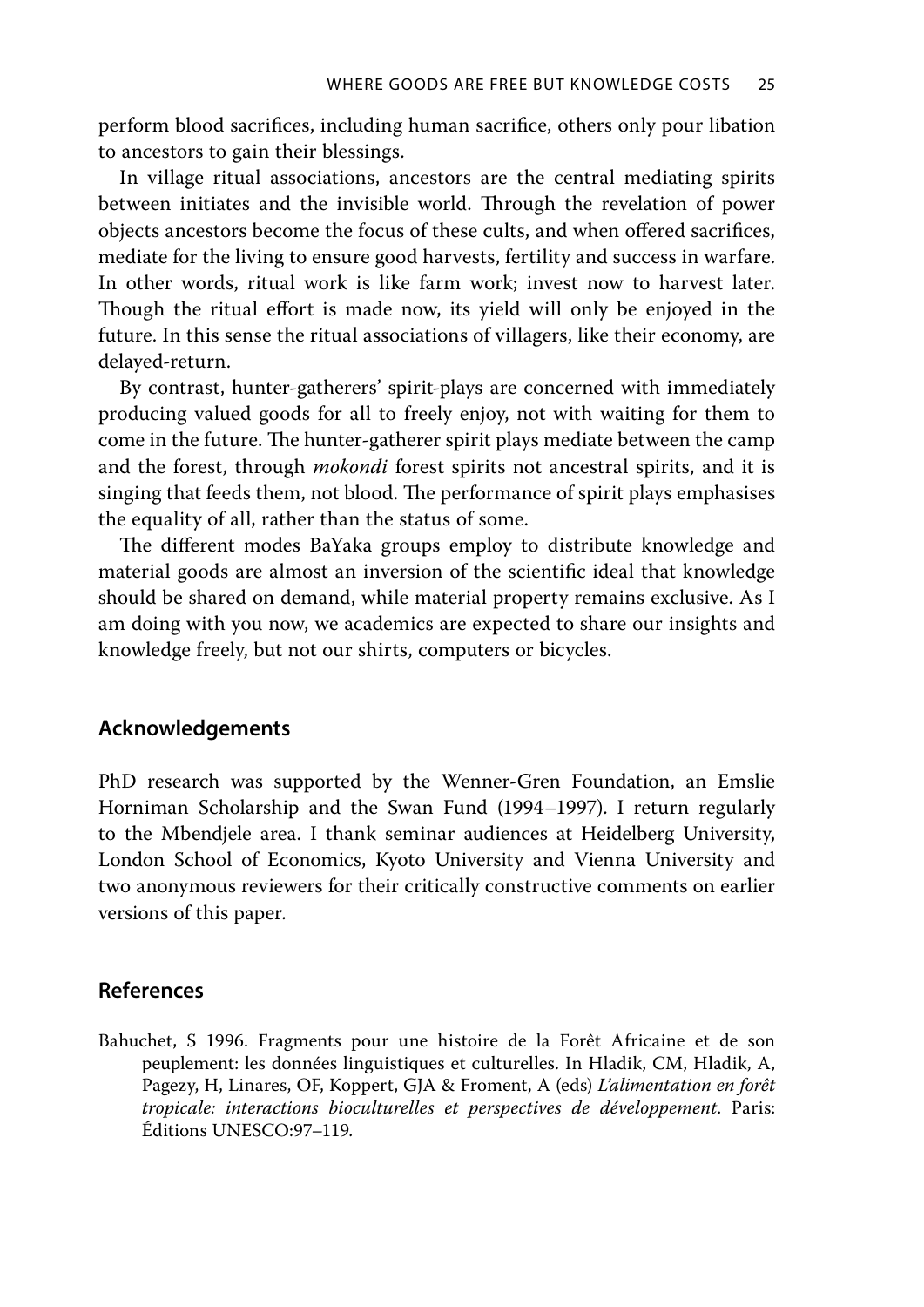perform blood sacrifices, including human sacrifice, others only pour libation to ancestors to gain their blessings.

In village ritual associations, ancestors are the central mediating spirits between initiates and the invisible world. Through the revelation of power objects ancestors become the focus of these cults, and when offered sacrifices, mediate for the living to ensure good harvests, fertility and success in warfare. In other words, ritual work is like farm work; invest now to harvest later. Though the ritual effort is made now, its yield will only be enjoyed in the future. In this sense the ritual associations of villagers, like their economy, are delayed-return.

By contrast, hunter-gatherers' spirit-plays are concerned with immediately producing valued goods for all to freely enjoy, not with waiting for them to come in the future. The hunter-gatherer spirit plays mediate between the camp and the forest, through *mokondi* forest spirits not ancestral spirits, and it is singing that feeds them, not blood. The performance of spirit plays emphasises the equality of all, rather than the status of some.

The different modes BaYaka groups employ to distribute knowledge and material goods are almost an inversion of the scientific ideal that knowledge should be shared on demand, while material property remains exclusive. As I am doing with you now, we academics are expected to share our insights and knowledge freely, but not our shirts, computers or bicycles.

## Acknowledgements

PhD research was supported by the Wenner-Gren Foundation, an Emslie Horniman Scholarship and the Swan Fund (1994–1997). I return regularly to the Mbendjele area. I thank seminar audiences at Heidelberg University, London School of Economics, Kyoto University and Vienna University and two anonymous reviewers for their critically constructive comments on earlier versions of this paper.

## References

Bahuchet, S 1996. Fragments pour une histoire de la Forêt Africaine et de son peuplement: les données linguistiques et culturelles. In Hladik, CM, Hladik, A, Pagezy, H, Linares, OF, Koppert, GJA & Froment, A (eds) *L'alimentation en forêt tropicale: interactions bioculturelles et perspectives de développement*. Paris: Éditions UNESCO:97–119.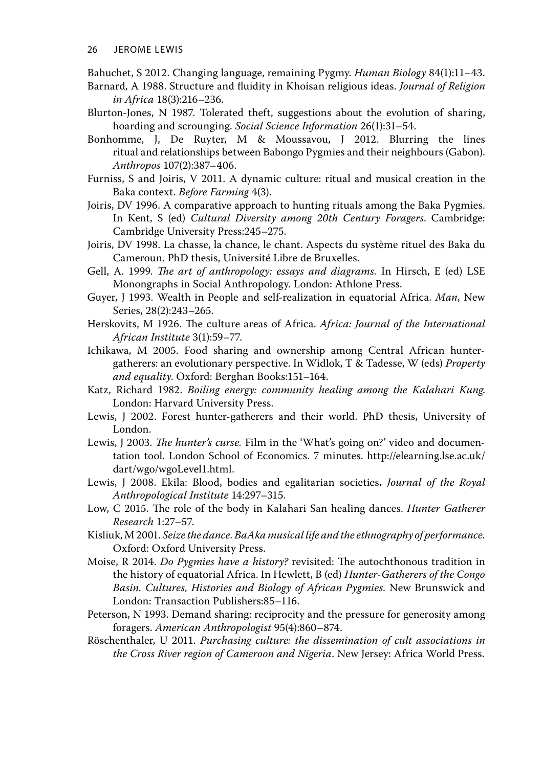Bahuchet, S 2012. Changing language, remaining Pygmy. *Human Biology* 84(1):11–43.

Barnard, A 1988. Structure and fluidity in Khoisan religious ideas. *Journal of Religion in Africa* 18(3):216–236.

Blurton-Jones, N 1987. Tolerated theft, suggestions about the evolution of sharing, hoarding and scrounging. *Social Science Information* 26(1):31–54.

Bonhomme, J, De Ruyter, M & Moussavou, J 2012. Blurring the lines ritual and relationships between Babongo Pygmies and their neighbours (Gabon). *Anthropos* 107(2):387–406.

Furniss, S and Joiris, V 2011. A dynamic culture: ritual and musical creation in the Baka context. *Before Farming* 4(3).

Joiris, DV 1996. A comparative approach to hunting rituals among the Baka Pygmies. In Kent, S (ed) *Cultural Diversity among 20th Century Foragers*. Cambridge: Cambridge University Press:245–275.

Joiris, DV 1998. La chasse, la chance, le chant. Aspects du système rituel des Baka du Cameroun. PhD thesis, Université Libre de Bruxelles.

Gell, A. 1999. *The art of anthropology: essays and diagrams.* In Hirsch, E (ed) LSE Monongraphs in Social Anthropology. London: Athlone Press.

Guyer, J 1993. Wealth in People and self-realization in equatorial Africa. *Man*, New Series, 28(2):243–265.

Herskovits, M 1926. The culture areas of Africa. *Africa: Journal of the International African Institute* 3(1):59–77.

Ichikawa, M 2005. Food sharing and ownership among Central African hunter-gatherers: an evolutionary perspective. In Widlok, T & Tadesse, W (eds) *Property and equality*. Oxford: Berghan Books:151–164.

Katz, Richard 1982. *Boiling energy: community healing among the Kalahari Kung.* London: Harvard University Press.

Lewis, J 2002. Forest hunter-gatherers and their world. PhD thesis, University of London.

Lewis, J 2003. *The hunter's curse.* Film in the 'What's going on?' video and documentation tool. London School of Economics. 7 minutes. http://elearning.lse.ac.uk/dart/wgo/wgoLevel1.html.

Lewis, J 2008. Ekila: Blood, bodies and egalitarian societies**.** *Journal of the Royal Anthropological Institute* 14:297–315.

Low, C 2015. The role of the body in Kalahari San healing dances. *Hunter Gatherer Research* 1:27–57.

Kisliuk, M 2001. *Seize the dance. BaAka musical life and the ethnography of performance.* Oxford: Oxford University Press.

Moise, R 2014. *Do Pygmies have a history?* revisited: The autochthonous tradition in the history of equatorial Africa. In Hewlett, B (ed) *Hunter-Gatherers of the Congo Basin. Cultures, Histories and Biology of African Pygmies.* New Brunswick and London: Transaction Publishers:85–116.

Peterson, N 1993. Demand sharing: reciprocity and the pressure for generosity among foragers. *American Anthropologist* 95(4):860–874.

Röschenthaler, U 2011. *Purchasing culture: the dissemination of cult associations in the Cross River region of Cameroon and Nigeria*. New Jersey: Africa World Press.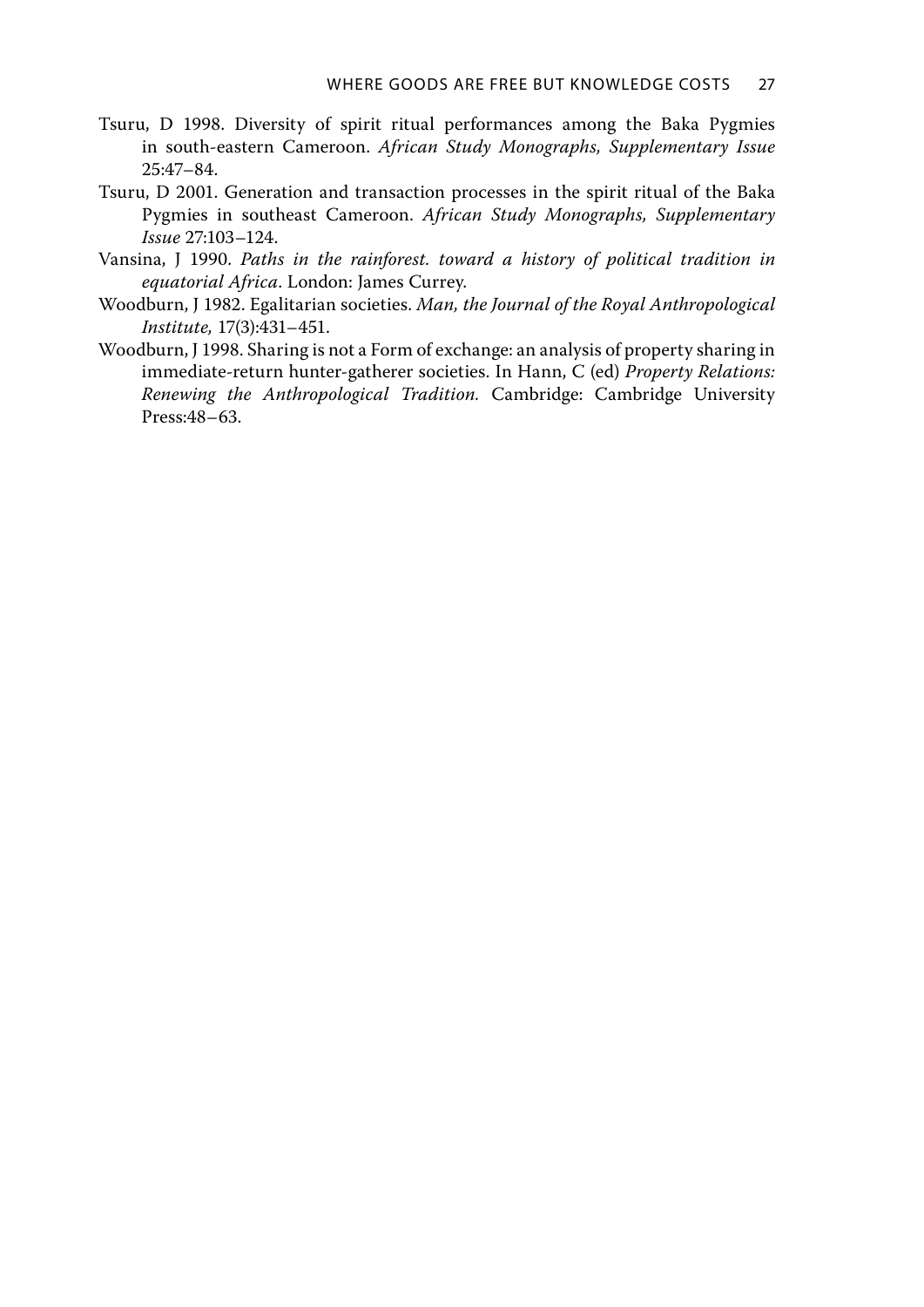Tsuru, D 1998. Diversity of spirit ritual performances among the Baka Pygmies in south-eastern Cameroon. *African Study Monographs, Supplementary Issue* 25:47–84.

Tsuru, D 2001. Generation and transaction processes in the spirit ritual of the Baka Pygmies in southeast Cameroon. *African Study Monographs, Supplementary Issue* 27:103–124.

Vansina, J 1990. *Paths in the rainforest. toward a history of political tradition in equatorial Africa*. London: James Currey.

Woodburn, J 1982. Egalitarian societies. *Man, the Journal of the Royal Anthropological Institute,* 17(3):431–451.

Woodburn, J 1998. Sharing is not a Form of exchange: an analysis of property sharing in immediate-return hunter-gatherer societies. In Hann, C (ed) *Property Relations: Renewing the Anthropological Tradition.* Cambridge: Cambridge University Press:48–63.